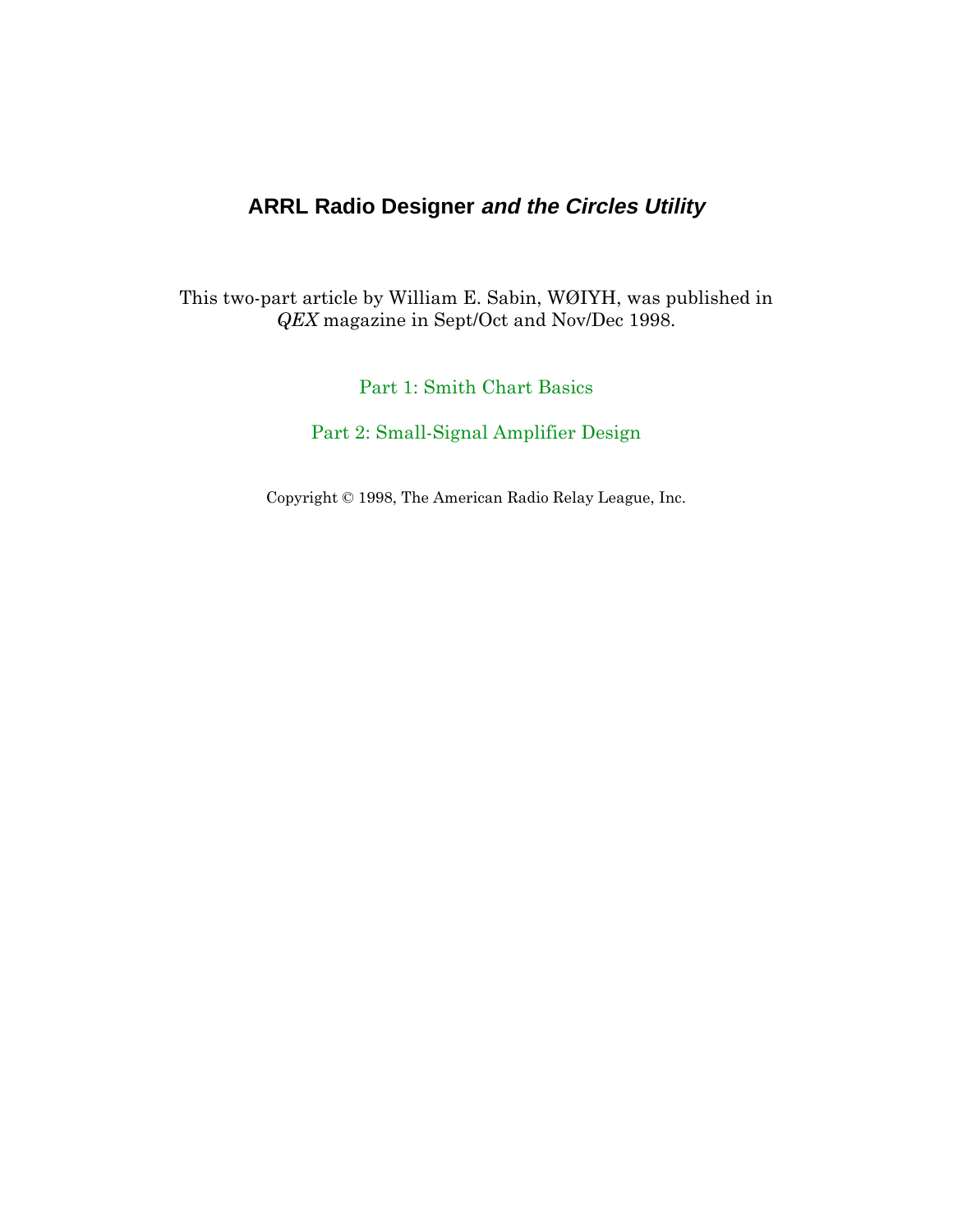# ARRL Radio Designer *and the Circles Utility*

This two-part article by William E. Sabin, WØIYH, was published in *QEX* magazine in Sept/Oct and Nov/Dec 1998.

Part 1: Smith Chart Basics

Part 2: Small-Signal Amplifier Design

Copyright © 1998, The American Radio Relay League, Inc.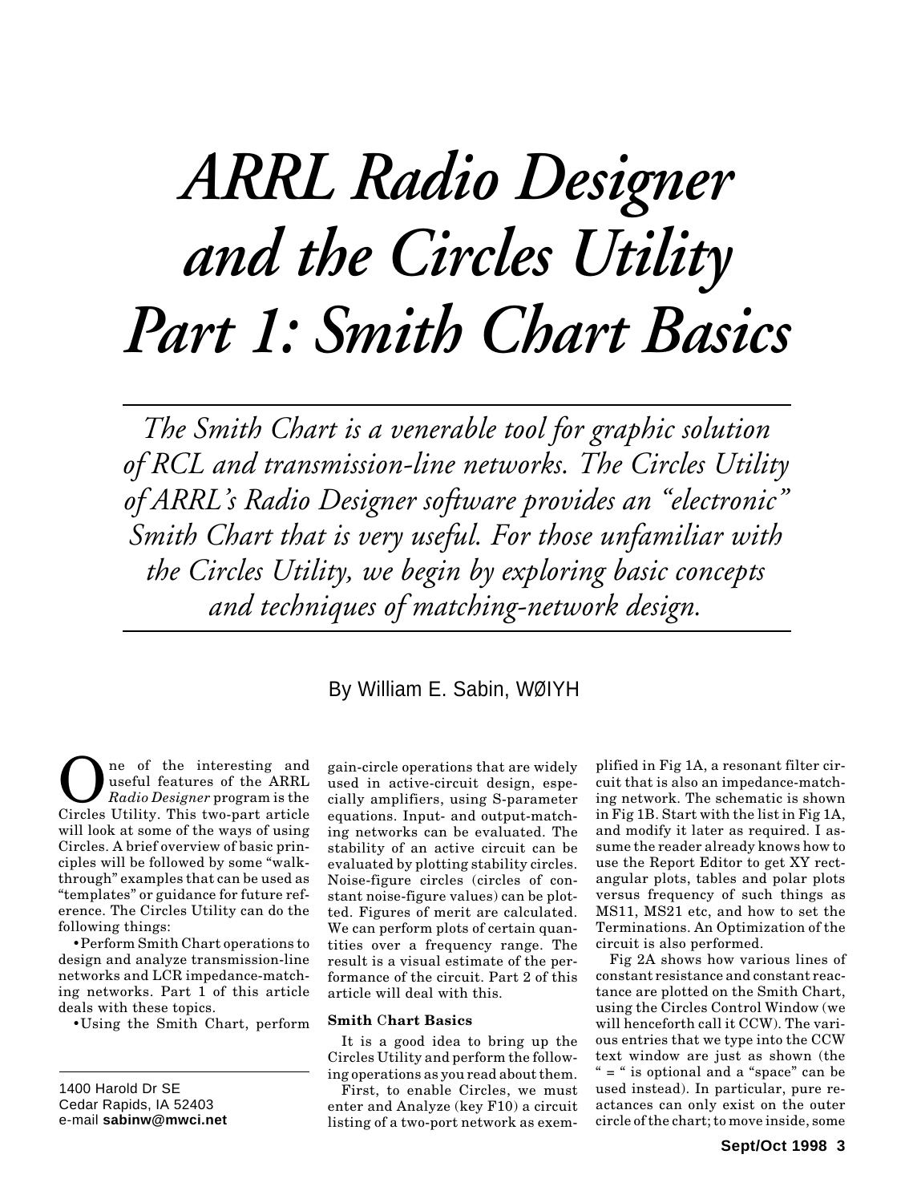# ARRL Radio Designer and the Circles Utility Part 1: Smith Chart Basics

*The Smith Chart is a venerable tool for graphic solution of RCL and transmission-line networks. The Circles Utility of ARRL's Radio Designer software provides an "electronic" Smith Chart that is very useful. For those unfamiliar with the Circles Utility, we begin by exploring basic concepts and techniques of matching-network design.*

By William E. Sabin, WØIYH

1400 Harold Dr SE
Cedar Rapids, IA 52403
e-mail **sabinw@mwci.net**

One of the interesting and useful features of the ARRL *Radio Designer* program is the Circles Utility. This two-part article will look at some of the ways of using Circles. A brief overview of basic principles will be followed by some "walk-through" examples that can be used as "templates" or guidance for future reference. The Circles Utility can do the following things:

- Perform Smith Chart operations to design and analyze transmission-line networks and LCR impedance-matching networks. Part 1 of this article deals with these topics.
- Using the Smith Chart, perform gain-circle operations that are widely used in active-circuit design, especially amplifiers, using S-parameter equations. Input- and output-matching networks can be evaluated. The stability of an active circuit can be evaluated by plotting stability circles. Noise-figure circles (circles of constant noise-figure values) can be plotted. Figures of merit are calculated. We can perform plots of certain quantities over a frequency range. The result is a visual estimate of the performance of the circuit. Part 2 of this article will deal with this.

### Smith Chart Basics

It is a good idea to bring up the Circles Utility and perform the following operations as you read about them.

First, to enable Circles, we must enter and Analyze (key F10) a circuit listing of a two-port network as exemplified in Fig 1A, a resonant filter circuit that is also an impedance-matching network. The schematic is shown in Fig 1B. Start with the list in Fig 1A, and modify it later as required. I assume the reader already knows how to use the Report Editor to get XY rectangular plots, tables and polar plots versus frequency of such things as MS11, MS21 etc, and how to set the Terminations. An Optimization of the circuit is also performed.

Fig 2A shows how various lines of constant resistance and constant reactance are plotted on the Smith Chart, using the Circles Control Window (we will henceforth call it CCW). The various entries that we type into the CCW text window are just as shown (the " = " is optional and a "space" can be used instead). In particular, pure reactances can only exist on the outer circle of the chart; to move inside, some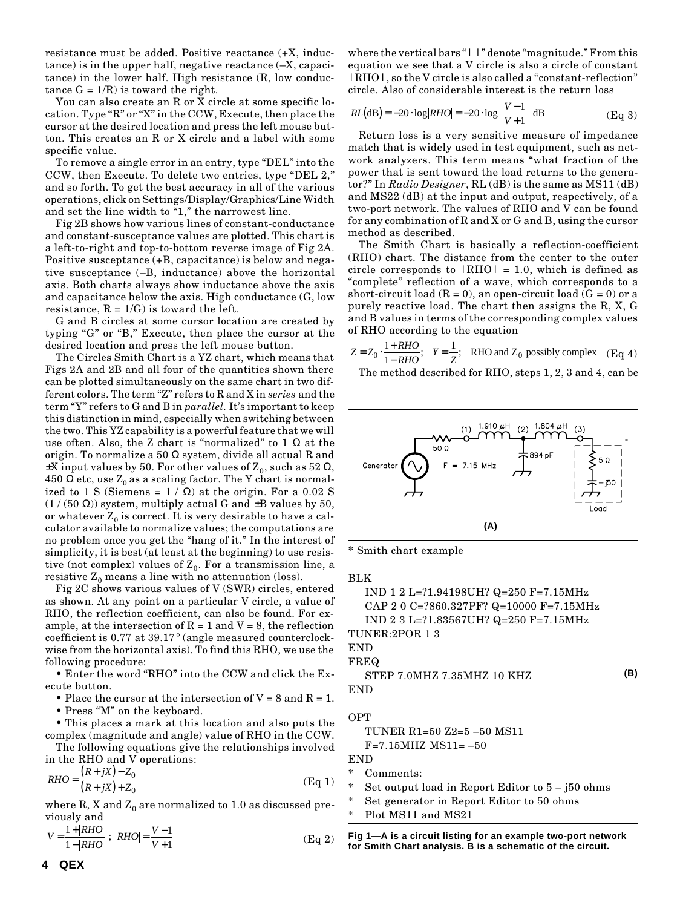resistance must be added. Positive reactance (+X, inductance) is in the upper half, negative reactance (–X, capacitance) in the lower half. High resistance (R, low conductance G = 1/R) is toward the right.

You can also create an R or X circle at some specific location. Type "R" or "X" in the CCW, Execute, then place the cursor at the desired location and press the left mouse button. This creates an R or X circle and a label with some specific value.

To remove a single error in an entry, type "DEL" into the CCW, then Execute. To delete two entries, type "DEL 2," and so forth. To get the best accuracy in all of the various operations, click on Settings/Display/Graphics/Line Width and set the line width to "1," the narrowest line.

Fig 2B shows how various lines of constant-conductance and constant-susceptance values are plotted. This chart is a left-to-right and top-to-bottom reverse image of Fig 2A. Positive susceptance (+B, capacitance) is below and negative susceptance (–B, inductance) above the horizontal axis. Both charts always show inductance above the axis and capacitance below the axis. High conductance (G, low resistance, R = 1/G) is toward the left.

G and B circles at some cursor location are created by typing "G" or "B," Execute, then place the cursor at the desired location and press the left mouse button.

The Circles Smith Chart is a YZ chart, which means that Figs 2A and 2B and all four of the quantities shown there can be plotted simultaneously on the same chart in two different colors. The term "Z" refers to R and X in *series* and the term "Y" refers to G and B in *parallel*. It's important to keep this distinction in mind, especially when switching between the two. This YZ capability is a powerful feature that we will use often. Also, the Z chart is "normalized" to 1 Ω at the origin. To normalize a 50 Ω system, divide all actual R and ±X input values by 50. For other values of $Z_0$, such as 52 Ω, 450 Ω etc, use $Z_0$ as a scaling factor. The Y chart is normalized to 1 S (Siemens = 1 / Ω) at the origin. For a 0.02 S (1 / (50 Ω)) system, multiply actual G and ±B values by 50, or whatever $Z_0$ is correct. It is very desirable to have a calculator available to normalize values; the computations are no problem once you get the "hang of it." In the interest of simplicity, it is best (at least at the beginning) to use resistive (not complex) values of $Z_0$. For a transmission line, a resistive $Z_0$ means a line with no attenuation (loss).

Fig 2C shows various values of V (SWR) circles, entered as shown. At any point on a particular V circle, a value of RHO, the reflection coefficient, can also be found. For example, at the intersection of R = 1 and V = 8, the reflection coefficient is 0.77 at 39.17° (angle measured counterclockwise from the horizontal axis). To find this RHO, we use the following procedure:

- Enter the word "RHO" into the CCW and click the Execute button.
- Place the cursor at the intersection of V = 8 and R = 1.
- Press "M" on the keyboard.
- This places a mark at this location and also puts the complex (magnitude and angle) value of RHO in the CCW.

The following equations give the relationships involved in the RHO and V operations:

$$RHO = \frac{(R + jX) - Z_0}{(R + jX) + Z_0} \qquad \text{(Eq 1)}$$

where R, X and $Z_0$ are normalized to 1.0 as discussed previously and

$$V = \frac{1 + |RHO|}{1 - |RHO|}\ ;\ |RHO| = \frac{V - 1}{V + 1} \qquad \text{(Eq 2)}$$

where the vertical bars "| |" denote "magnitude." From this equation we see that a V circle is also a circle of constant |RHO|, so the V circle is also called a "constant-reflection" circle. Also of considerable interest is the return loss

$$RL(\text{dB}) = -20 \cdot \log|RHO| = -20 \cdot \log\left|\frac{V - 1}{V + 1}\right| \text{ dB} \qquad \text{(Eq 3)}$$

Return loss is a very sensitive measure of impedance match that is widely used in test equipment, such as network analyzers. This term means "what fraction of the power that is sent toward the load returns to the generator?" In *Radio Designer*, RL (dB) is the same as MS11 (dB) and MS22 (dB) at the input and output, respectively, of a two-port network. The values of RHO and V can be found for any combination of R and X or G and B, using the cursor method as described.

The Smith Chart is basically a reflection-coefficient (RHO) chart. The distance from the center to the outer circle corresponds to |RHO| = 1.0, which is defined as "complete" reflection of a wave, which corresponds to a short-circuit load (R = 0), an open-circuit load (G = 0) or a purely reactive load. The chart then assigns the R, X, G and B values in terms of the corresponding complex values of RHO according to the equation

$$Z = Z_0 \cdot \frac{1 + RHO}{1 - RHO};\quad Y = \frac{1}{Z};\quad \text{RHO and } Z_0 \text{ possibly complex} \qquad \text{(Eq 4)}$$

The method described for RHO, steps 1, 2, 3 and 4, can be

(A)

```
* Smith chart example

BLK
    IND 1 2 L=?1.94198UH? Q=250 F=7.15MHz
    CAP 2 0 C=?860.327PF? Q=10000 F=7.15MHz
    IND 2 3 L=?1.83567UH? Q=250 F=7.15MHz
TUNER:2POR 1 3
END
FREQ
    STEP 7.0MHZ 7.35MHZ 10 KHZ
END

OPT
    TUNER R1=50 Z2=5 –50 MS11
    F=7.15MHZ MS11= –50
END
*    Comments:
*    Set output load in Report Editor to 5 – j50 ohms
*    Set generator in Report Editor to 50 ohms
*    Plot MS11 and MS21
```

(B)

**Fig 1—A is a circuit listing for an example two-port network for Smith Chart analysis. B is a schematic of the circuit.**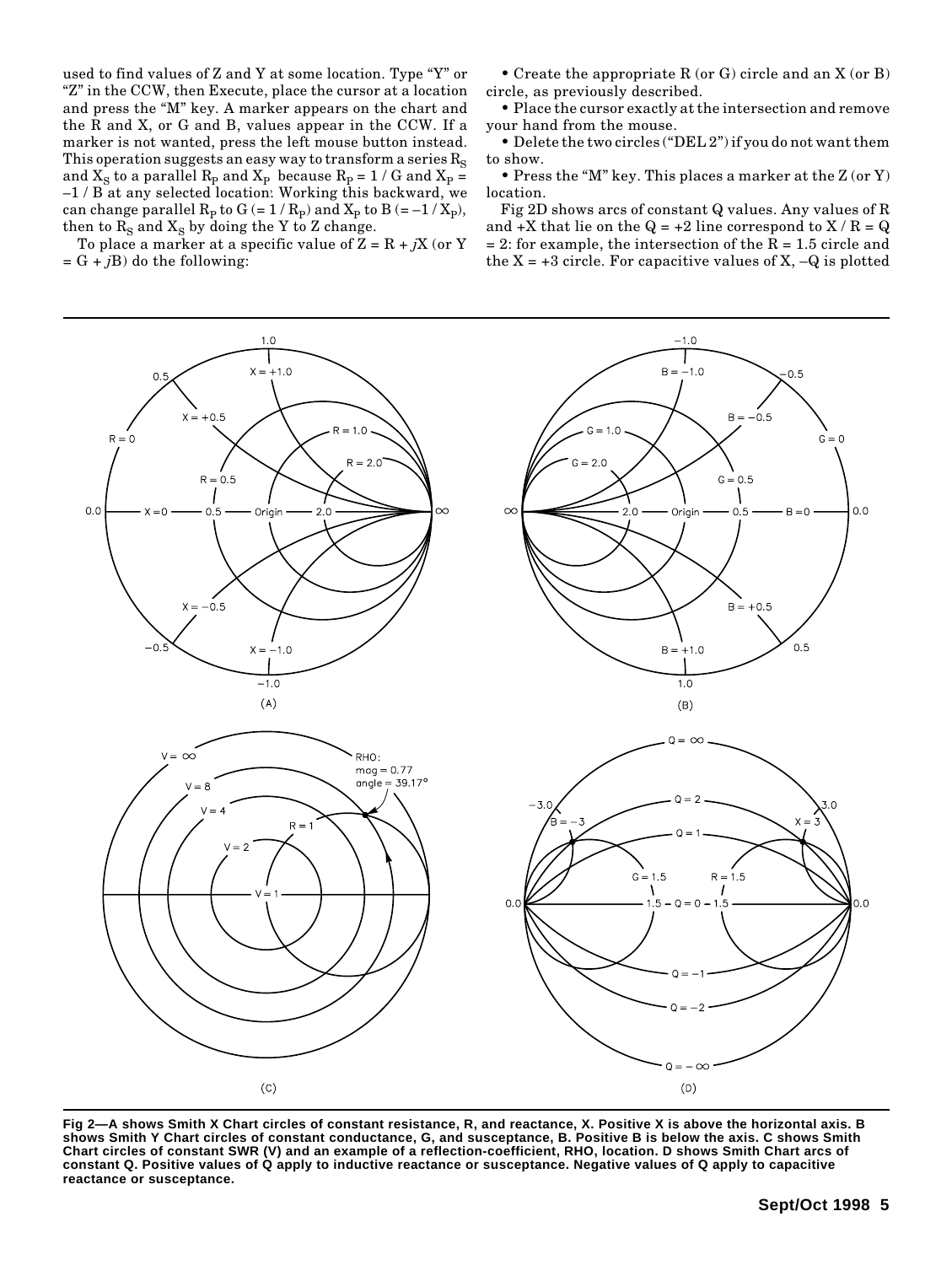used to find values of Z and Y at some location. Type "Y" or "Z" in the CCW, then Execute, place the cursor at a location and press the "M" key. A marker appears on the chart and the R and X, or G and B, values appear in the CCW. If a marker is not wanted, press the left mouse button instead. This operation suggests an easy way to transform a series $R_S$ and $X_S$ to a parallel $R_P$ and $X_P$ because $R_P = 1 / G$ and $X_P = -1 / B$ at any selected location: Working this backward, we can change parallel $R_P$ to G (= $1 / R_P$) and $X_P$ to B (= $-1 / X_P$), then to $R_S$ and $X_S$ by doing the Y to Z change.

To place a marker at a specific value of $Z = R + jX$ (or $Y = G + jB$) do the following:

- Create the appropriate R (or G) circle and an X (or B) circle, as previously described.
- Place the cursor exactly at the intersection and remove your hand from the mouse.
- Delete the two circles ("DEL 2") if you do not want them to show.
- Press the "M" key. This places a marker at the Z (or Y) location.

Fig 2D shows arcs of constant Q values. Any values of R and +X that lie on the Q = +2 line correspond to X / R = Q = 2: for example, the intersection of the R = 1.5 circle and the X = +3 circle. For capacitive values of X, –Q is plotted

**Fig 2—A shows Smith X Chart circles of constant resistance, R, and reactance, X. Positive X is above the horizontal axis. B shows Smith Y Chart circles of constant conductance, G, and susceptance, B. Positive B is below the axis. C shows Smith Chart circles of constant SWR (V) and an example of a reflection-coefficient, RHO, location. D shows Smith Chart arcs of constant Q. Positive values of Q apply to inductive reactance or susceptance. Negative values of Q apply to capacitive reactance or susceptance.**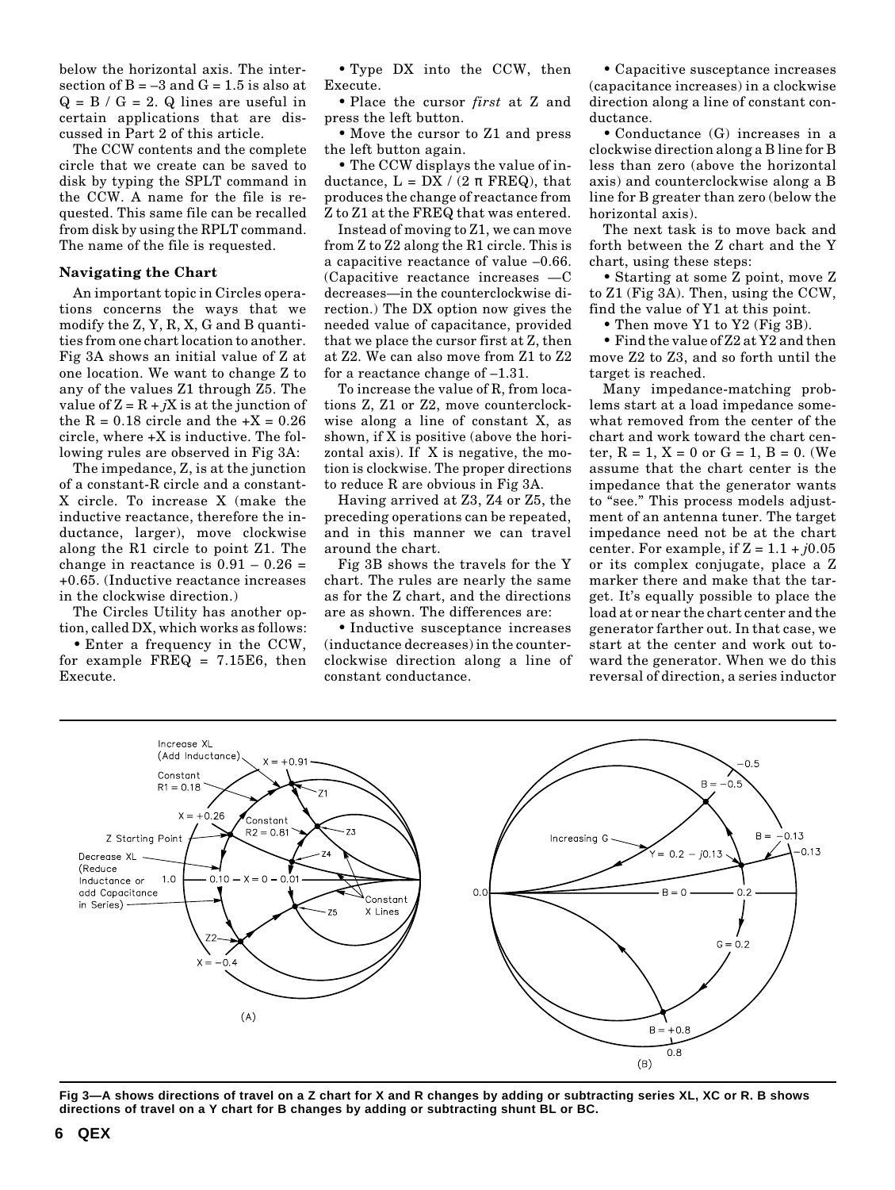below the horizontal axis. The intersection of B = –3 and G = 1.5 is also at Q = B / G = 2. Q lines are useful in certain applications that are discussed in Part 2 of this article.

The CCW contents and the complete circle that we create can be saved to disk by typing the SPLT command in the CCW. A name for the file is requested. This same file can be recalled from disk by using the RPLT command. The name of the file is requested.

### Navigating the Chart

An important topic in Circles operations concerns the ways that we modify the Z, Y, R, X, G and B quantities from one chart location to another. Fig 3A shows an initial value of Z at one location. We want to change Z to any of the values Z1 through Z5. The value of $Z = R + jX$ is at the junction of the R = 0.18 circle and the +X = 0.26 circle, where +X is inductive. The following rules are observed in Fig 3A:

The impedance, Z, is at the intersection of a constant-R circle and a constant-X circle. To increase X (make the inductive reactance, therefore the inductance, larger), move clockwise along the R1 circle to point Z1. The change in reactance is 0.91 – 0.26 = +0.65. (Inductive reactance increases in the clockwise direction.)

The Circles Utility has another option, called DX, which works as follows:

- Enter a frequency in the CCW, for example FREQ = 7.15E6, then Execute.
- Type DX into the CCW, then Execute.
- Place the cursor *first* at Z and press the left button.
- Move the cursor to Z1 and press the left button again.
- The CCW displays the value of inductance, $L = DX / (2 \pi FREQ)$, that produces the change of reactance from Z to Z1 at the FREQ that was entered.

Instead of moving to Z1, we can move from Z to Z2 along the R1 circle. This is a capacitive reactance of value –0.66. (Capacitive reactance increases —C decreases—in the counterclockwise direction.) The DX option now gives the needed value of capacitance, provided that we place the cursor first at Z, then at Z2. We can also move from Z1 to Z2 for a reactance change of –1.31.

To increase the value of R, from locations Z, Z1 or Z2, move counterclockwise along a line of constant X, as shown, if X is positive (above the horizontal axis). If X is negative, the motion is clockwise. The proper directions to reduce R are obvious in Fig 3A.

Having arrived at Z3, Z4 or Z5, the preceding operations can be repeated, and in this manner we can travel around the chart.

Fig 3B shows the travels for the Y chart. The rules are nearly the same as for the Z chart, and the directions are as shown. The differences are:

- Inductive susceptance increases (inductance decreases) in the counterclockwise direction along a line of constant conductance.
- Capacitive susceptance increases (capacitance increases) in a clockwise direction along a line of constant conductance.
- Conductance (G) increases in a clockwise direction along a B line for B less than zero (above the horizontal axis) and counterclockwise along a B line for B greater than zero (below the horizontal axis).

The next task is to move back and forth between the Z chart and the Y chart, using these steps:

- Starting at some Z point, move Z to Z1 (Fig 3A). Then, using the CCW, find the value of Y1 at this point.
- Then move Y1 to Y2 (Fig 3B).
- Find the value of Z2 at Y2 and then move Z2 to Z3, and so forth until the target is reached.

Many impedance-matching problems start at a load impedance somewhat removed from the center of the chart and work toward the chart center, R = 1, X = 0 or G = 1, B = 0. (We assume that the chart center is the impedance that the generator wants to "see." This process models adjustment of an antenna tuner. The target impedance need not be at the chart center. For example, if $Z = 1.1 + j0.05$ or its complex conjugate, place a Z marker there and make that the target. It's equally possible to place the load at or near the chart center and the generator farther out. In that case, we start at the center and work out toward the generator. When we do this reversal of direction, a series inductor

**Fig 3—A shows directions of travel on a Z chart for X and R changes by adding or subtracting series XL, XC or R. B shows directions of travel on a Y chart for B changes by adding or subtracting shunt BL or BC.**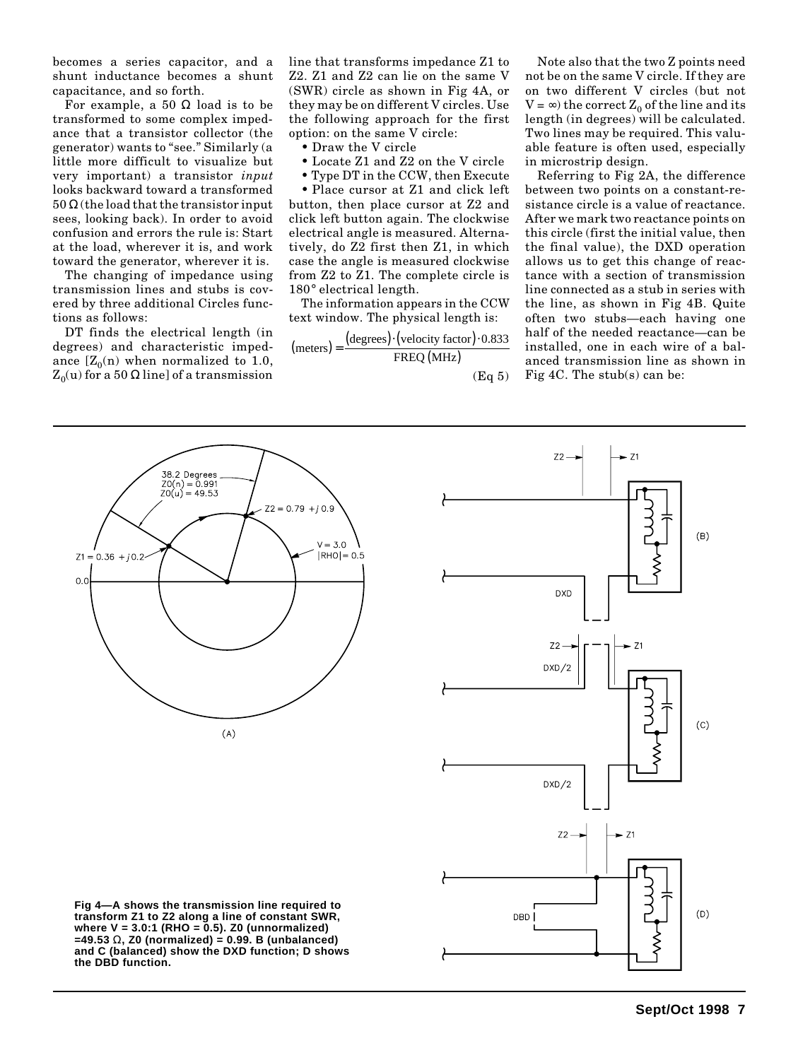becomes a series capacitor, and a shunt inductance becomes a shunt capacitance, and so forth.

For example, a 50 Ω load is to be transformed to some complex impedance that a transistor collector (the generator) wants to "see." Similarly (a little more difficult to visualize but very important) a transistor *input* looks backward toward a transformed 50 Ω (the load that the transistor input sees, looking back). In order to avoid confusion and errors the rule is: Start at the load, wherever it is, and work toward the generator, wherever it is.

The changing of impedance using transmission lines and stubs is covered by three additional Circles functions as follows:

DT finds the electrical length (in degrees) and characteristic impedance [$Z_0$(n) when normalized to 1.0, $Z_0$(u) for a 50 Ω line] of a transmission line that transforms impedance Z1 to Z2. Z1 and Z2 can lie on the same V (SWR) circle as shown in Fig 4A, or they may be on different V circles. Use the following approach for the first option: on the same V circle:

- Draw the V circle
- Locate Z1 and Z2 on the V circle
- Type DT in the CCW, then Execute
- Place cursor at Z1 and click left button, then place cursor at Z2 and click left button again. The clockwise electrical angle is measured. Alternatively, do Z2 first then Z1, in which case the angle is measured clockwise from Z2 to Z1. The complete circle is 180° electrical length.

The information appears in the CCW text window. The physical length is:

$$(\text{meters}) = \frac{(\text{degrees}) \cdot (\text{velocity factor}) \cdot 0.833}{\text{FREQ (MHz)}} \quad \text{(Eq 5)}$$

Note also that the two Z points need not be on the same V circle. If they are on two different V circles (but not V = ∞) the correct $Z_0$ of the line and its length (in degrees) will be calculated. Two lines may be required. This valuable feature is often used, especially in microstrip design.

Referring to Fig 2A, the difference between two points on a constant-resistance circle is a value of reactance. After we mark two reactance points on this circle (first the initial value, then the final value), the DXD operation allows us to get this change of reactance with a section of transmission line connected as a stub in series with the line, as shown in Fig 4B. Quite often two stubs—each having one half of the needed reactance—can be installed, one in each wire of a balanced transmission line as shown in Fig 4C. The stub(s) can be:

**Fig 4—A shows the transmission line required to transform Z1 to Z2 along a line of constant SWR, where V = 3.0:1 (RHO = 0.5). Z0 (unnormalized) =49.53 Ω, Z0 (normalized) = 0.99. B (unbalanced) and C (balanced) show the DXD function; D shows the DBD function.**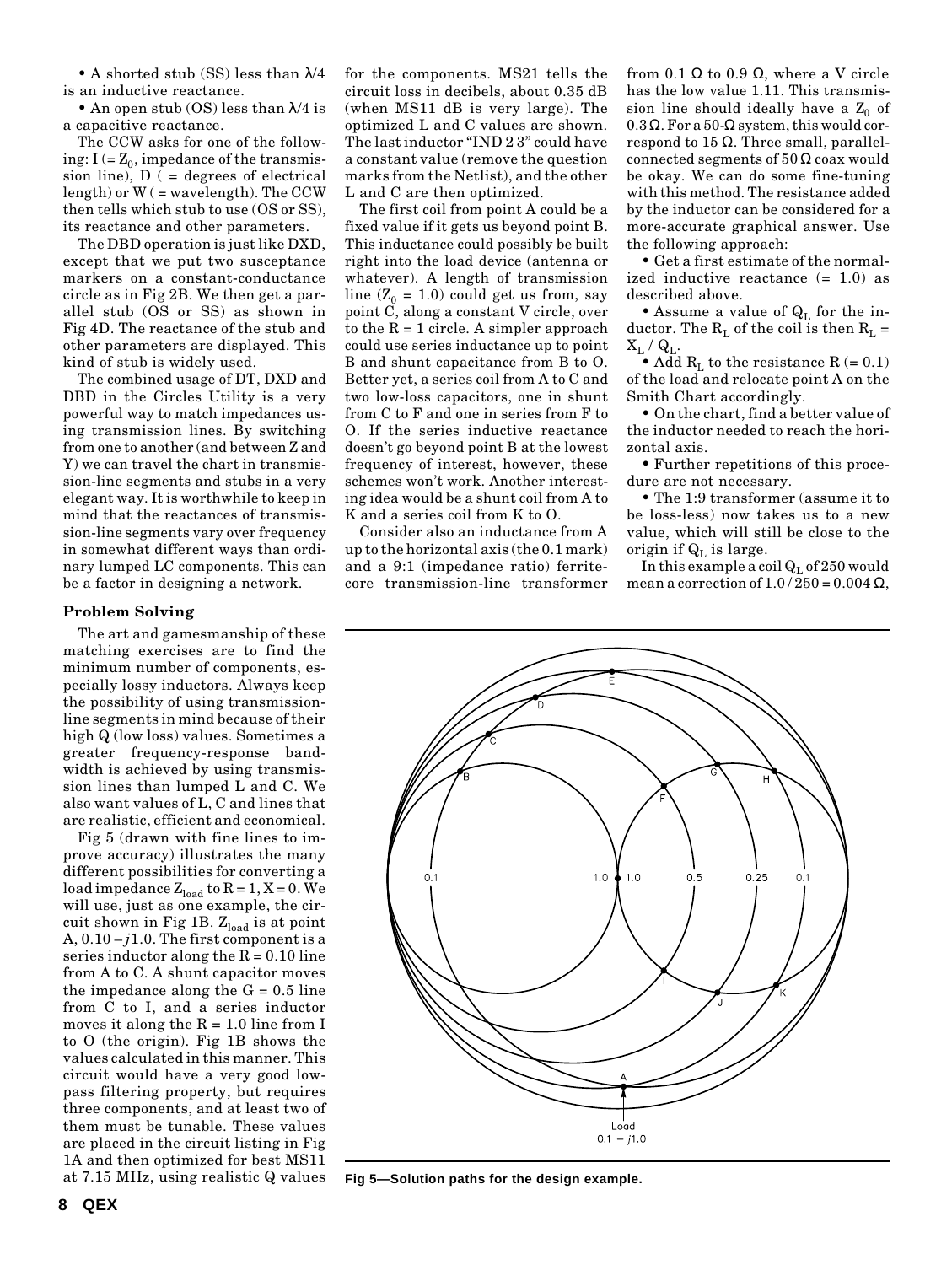• A shorted stub (SS) less than λ/4 is an inductive reactance.

• An open stub (OS) less than λ/4 is a capacitive reactance.

The CCW asks for one of the following: I (= $Z_0$, impedance of the transmission line), D ( = degrees of electrical length) or W ( = wavelength). The CCW then tells which stub to use (OS or SS), its reactance and other parameters.

The DBD operation is just like DXD, except that we put two susceptance markers on a constant-conductance circle as in Fig 2B. We then get a parallel stub (OS or SS) as shown in Fig 4D. The reactance of the stub and other parameters are displayed. This kind of stub is widely used.

The combined usage of DT, DXD and DBD in the Circles Utility is a very powerful way to match impedances using transmission lines. By switching from one to another (and between Z and Y) we can travel the chart in transmission-line segments and stubs in a very elegant way. It is worthwhile to keep in mind that the reactances of transmission-line segments vary over frequency in somewhat different ways than ordinary lumped LC components. This can be a factor in designing a network.

### Problem Solving

The art and gamesmanship of these matching exercises are to find the minimum number of components, especially lossy inductors. Always keep the possibility of using transmission-line segments in mind because of their high Q (low loss) values. Sometimes a greater frequency-response bandwidth is achieved by using transmission lines than lumped L and C. We also want values of L, C and lines that are realistic, efficient and economical.

Fig 5 (drawn with fine lines to improve accuracy) illustrates the many different possibilities for converting a load impedance $Z_{load}$ to R = 1, X = 0. We will use, just as one example, the circuit shown in Fig 1B. $Z_{load}$ is at point A, $0.10 - j1.0$. The first component is a series inductor along the R = 0.10 line from A to C. A shunt capacitor moves the impedance along the G = 0.5 line from C to I, and a series inductor moves it along the R = 1.0 line from I to O (the origin). Fig 1B shows the values calculated in this manner. This circuit would have a very good low-pass filtering property, but requires three components, and at least two of them must be tunable. These values are placed in the circuit listing in Fig 1A and then optimized for best MS11 at 7.15 MHz, using realistic Q values for the components. MS21 tells the circuit loss in decibels, about 0.35 dB (when MS11 dB is very large). The optimized L and C values are shown. The last inductor "IND 2 3" could have a constant value (remove the question marks from the Netlist), and the other L and C are then optimized.

The first coil from point A could be a fixed value if it gets us beyond point B. This inductance could possibly be built right into the load device (antenna or whatever). A length of transmission line ($Z_0$ = 1.0) could get us from, say point C, along a constant V circle, over to the R = 1 circle. A simpler approach could use series inductance up to point B and shunt capacitance from B to O. Better yet, a series coil from A to C and two low-loss capacitors, one in shunt from C to F and one in series from F to O. If the series inductive reactance doesn't go beyond point B at the lowest frequency of interest, however, these schemes won't work. Another interesting idea would be a shunt coil from A to K and a series coil from K to O.

Consider also an inductance from A up to the horizontal axis (the 0.1 mark) and a 9:1 (impedance ratio) ferrite-core transmission-line transformer from 0.1 Ω to 0.9 Ω, where a V circle has the low value 1.11. This transmission line should ideally have a $Z_0$ of 0.3 Ω. For a 50-Ω system, this would correspond to 15 Ω. Three small, parallel-connected segments of 50 Ω coax would be okay. We can do some fine-tuning with this method. The resistance added by the inductor can be considered for a more-accurate graphical answer. Use the following approach:

• Get a first estimate of the normalized inductive reactance (= 1.0) as described above.

• Assume a value of $Q_L$ for the inductor. The $R_L$ of the coil is then $R_L = X_L / Q_L$.

• Add $R_L$ to the resistance R (= 0.1) of the load and relocate point A on the Smith Chart accordingly.

• On the chart, find a better value of the inductor needed to reach the horizontal axis.

• Further repetitions of this procedure are not necessary.

• The 1:9 transformer (assume it to be loss-less) now takes us to a new value, which will still be close to the origin if $Q_L$ is large.

In this example a coil $Q_L$ of 250 would mean a correction of 1.0 / 250 = 0.004 Ω,

Fig 5—Solution paths for the design example.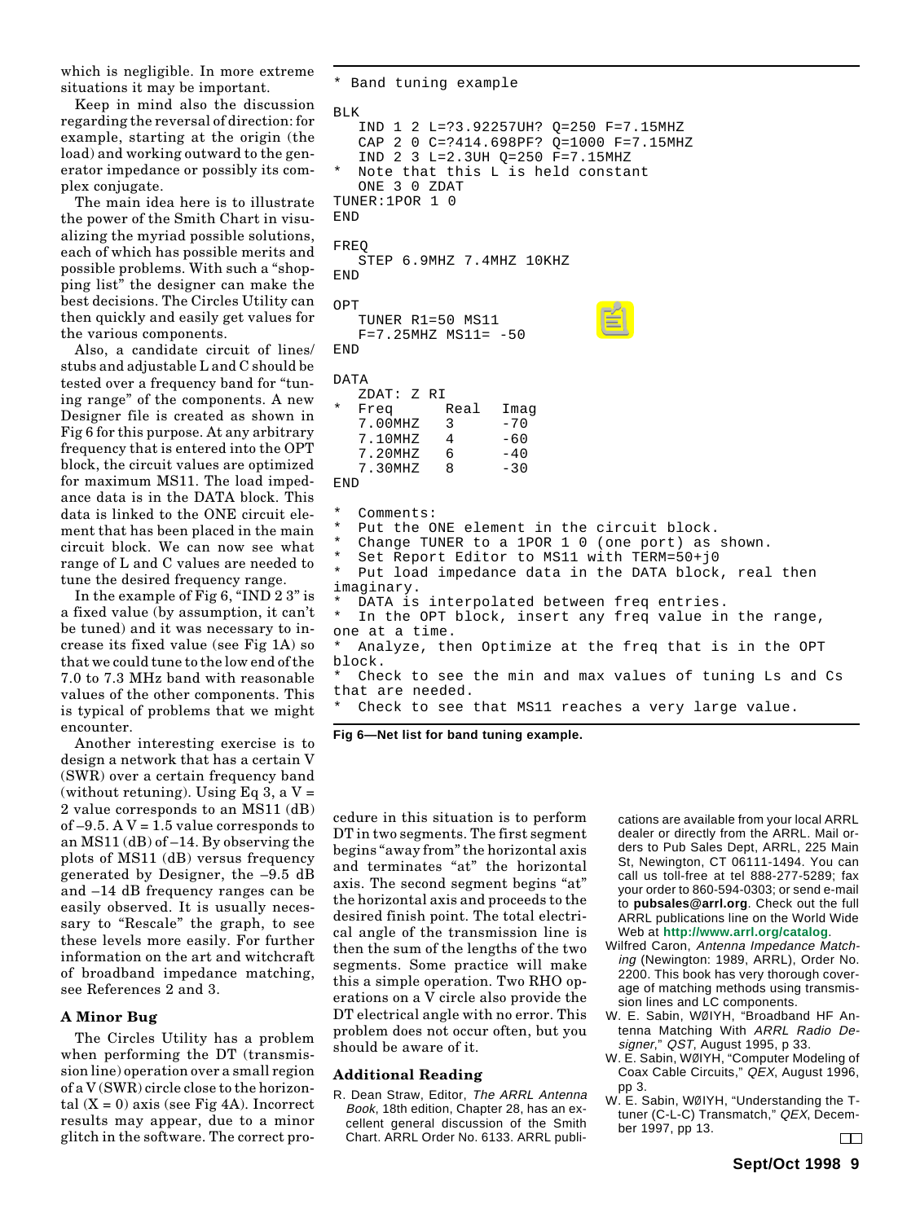which is negligible. In more extreme situations it may be important.

Keep in mind also the discussion regarding the reversal of direction: for example, starting at the origin (the load) and working outward to the generator impedance or possibly its complex conjugate.

The main idea here is to illustrate the power of the Smith Chart in visualizing the myriad possible solutions, each of which has possible merits and possible problems. With such a "shopping list" the designer can make the best decisions. The Circles Utility can then quickly and easily get values for the various components.

Also, a candidate circuit of lines/stubs and adjustable L and C should be tested over a frequency band for "tuning range" of the components. A new Designer file is created as shown in Fig 6 for this purpose. At any arbitrary frequency that is entered into the OPT block, the circuit values are optimized for maximum MS11. The load impedance data is in the DATA block. This data is linked to the ONE circuit element that has been placed in the main circuit block. We can now see what range of L and C values are needed to tune the desired frequency range.

In the example of Fig 6, "IND 2 3" is a fixed value (by assumption, it can't be tuned) and it was necessary to increase its fixed value (see Fig 1A) so that we could tune to the low end of the 7.0 to 7.3 MHz band with reasonable values of the other components. This is typical of problems that we might encounter.

Another interesting exercise is to design a network that has a certain V (SWR) over a certain frequency band (without retuning). Using Eq 3, a V = 2 value corresponds to an MS11 (dB) of –9.5. A V = 1.5 value corresponds to an MS11 (dB) of –14. By observing the plots of MS11 (dB) versus frequency generated by Designer, the –9.5 dB and –14 dB frequency ranges can be easily observed. It is usually necessary to "Rescale" the graph, to see these levels more easily. For further information on the art and witchcraft of broadband impedance matching, see References 2 and 3.

```
* Band tuning example

BLK
   IND 1 2 L=?3.92257UH? Q=250 F=7.15MHZ
   CAP 2 0 C=?414.698PF? Q=1000 F=7.15MHZ
   IND 2 3 L=2.3UH Q=250 F=7.15MHZ
*  Note that this L is held constant
   ONE 3 0 ZDAT
TUNER:1POR 1 0
END

FREQ
   STEP 6.9MHZ 7.4MHZ 10KHZ
END

OPT
   TUNER R1=50 MS11
   F=7.25MHZ MS11= -50
END

DATA
   ZDAT: Z RI
*  Freq      Real  Imag
   7.00MHZ   3     -70
   7.10MHZ   4     -60
   7.20MHZ   6     -40
   7.30MHZ   8     -30
END

*  Comments:
*  Put the ONE element in the circuit block.
*  Change TUNER to a 1POR 1 0 (one port) as shown.
*  Set Report Editor to MS11 with TERM=50+j0
*  Put load impedance data in the DATA block, real then
imaginary.
*  DATA is interpolated between freq entries.
*  In the OPT block, insert any freq value in the range,
one at a time.
*  Analyze, then Optimize at the freq that is in the OPT
block.
*  Check to see the min and max values of tuning Ls and Cs
that are needed.
*  Check to see that MS11 reaches a very large value.
```

**Fig 6—Net list for band tuning example.**

### A Minor Bug

The Circles Utility has a problem when performing the DT (transmission line) operation over a small region of a V (SWR) circle close to the horizontal (X = 0) axis (see Fig 4A). Incorrect results may appear, due to a minor glitch in the software. The correct procedure in this situation is to perform DT in two segments. The first segment begins "away from" the horizontal axis and terminates "at" the horizontal axis. The second segment begins "at" the horizontal axis and proceeds to the desired finish point. The total electrical angle of the transmission line is then the sum of the lengths of the two segments. Some practice will make this a simple operation. Two RHO operations on a V circle also provide the DT electrical angle with no error. This problem does not occur often, but you should be aware of it.

### Additional Reading

R. Dean Straw, Editor, *The ARRL Antenna Book*, 18th edition, Chapter 28, has an excellent general discussion of the Smith Chart. ARRL Order No. 6133. ARRL publications are available from your local ARRL dealer or directly from the ARRL. Mail orders to Pub Sales Dept, ARRL, 225 Main St, Newington, CT 06111-1494. You can call us toll-free at tel 888-277-5289; fax your order to 860-594-0303; or send e-mail to **pubsales@arrl.org**. Check out the full ARRL publications line on the World Wide Web at **http://www.arrl.org/catalog**.

Wilfred Caron, *Antenna Impedance Matching* (Newington: 1989, ARRL), Order No. 2200. This book has very thorough coverage of matching methods using transmission lines and LC components.

W. E. Sabin, WØIYH, "Broadband HF Antenna Matching With *ARRL Radio Designer*," *QST*, August 1995, p 33.

W. E. Sabin, WØIYH, "Computer Modeling of Coax Cable Circuits," *QEX*, August 1996, pp 3.

W. E. Sabin, WØIYH, "Understanding the T-tuner (C-L-C) Transmatch," *QEX*, December 1997, pp 13.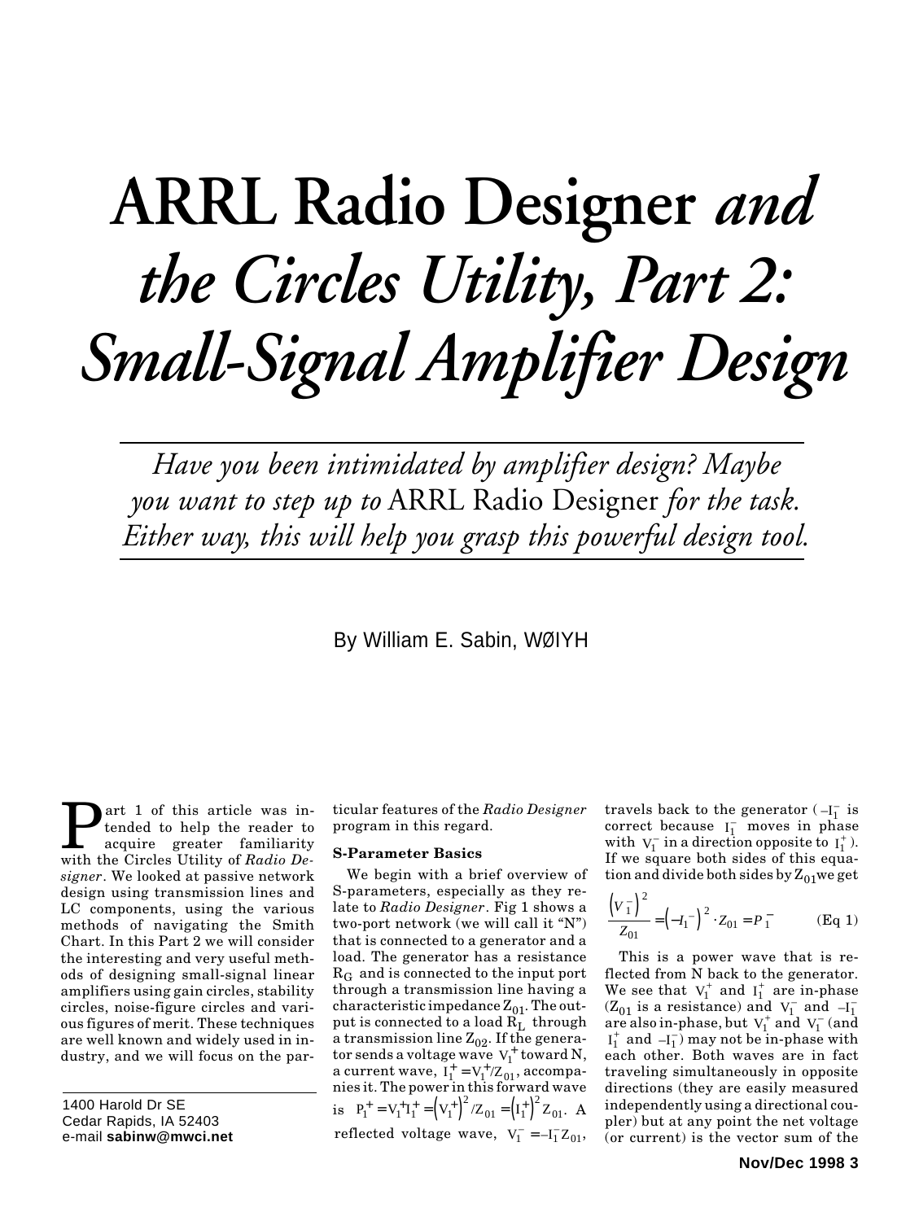# ARRL Radio Designer *and the Circles Utility, Part 2: Small-Signal Amplifier Design*

*Have you been intimidated by amplifier design? Maybe you want to step up to* ARRL Radio Designer *for the task. Either way, this will help you grasp this powerful design tool.*

By William E. Sabin, WØIYH

1400 Harold Dr SE
Cedar Rapids, IA 52403
e-mail **sabinw@mwci.net**

Part 1 of this article was intended to help the reader to acquire greater familiarity with the Circles Utility of *Radio Designer*. We looked at passive network design using transmission lines and LC components, using the various methods of navigating the Smith Chart. In this Part 2 we will consider the interesting and very useful methods of designing small-signal linear amplifiers using gain circles, stability circles, noise-figure circles and various figures of merit. These techniques are well known and widely used in industry, and we will focus on the particular features of the *Radio Designer* program in this regard.

### S-Parameter Basics

We begin with a brief overview of S-parameters, especially as they relate to *Radio Designer*. Fig 1 shows a two-port network (we will call it "N") that is connected to a generator and a load. The generator has a resistance $R_G$ and is connected to the input port through a transmission line having a characteristic impedance $Z_{01}$. The output is connected to a load $R_L$ through a transmission line $Z_{02}$. If the generator sends a voltage wave $V_1^+$ toward N, a current wave, $I_1^+ = V_1^+/Z_{01}$, accompanies it. The power in this forward wave is $P_1^+ = V_1^+ I_1^+ = \left(V_1^+\right)^2/Z_{01} = \left(I_1^+\right)^2 Z_{01}$. A reflected voltage wave, $V_1^- = -I_1^- Z_{01}$, travels back to the generator ($-I_1^-$ is correct because $I_1^-$ moves in phase with $V_1^-$ in a direction opposite to $I_1^+$). If we square both sides of this equation and divide both sides by $Z_{01}$ we get

$$\frac{\left(V_1^-\right)^2}{Z_{01}} = \left(-I_1^-\right)^2 \cdot Z_{01} = P_1^- \qquad \text{(Eq 1)}$$

This is a power wave that is reflected from N back to the generator. We see that $V_1^+$ and $I_1^+$ are in-phase ($Z_{01}$ is a resistance) and $V_1^-$ and $-I_1^-$ are also in-phase, but $V_1^+$ and $V_1^-$ (and $I_1^+$ and $-I_1^-$) may not be in-phase with each other. Both waves are in fact traveling simultaneously in opposite directions (they are easily measured independently using a directional coupler) but at any point the net voltage (or current) is the vector sum of the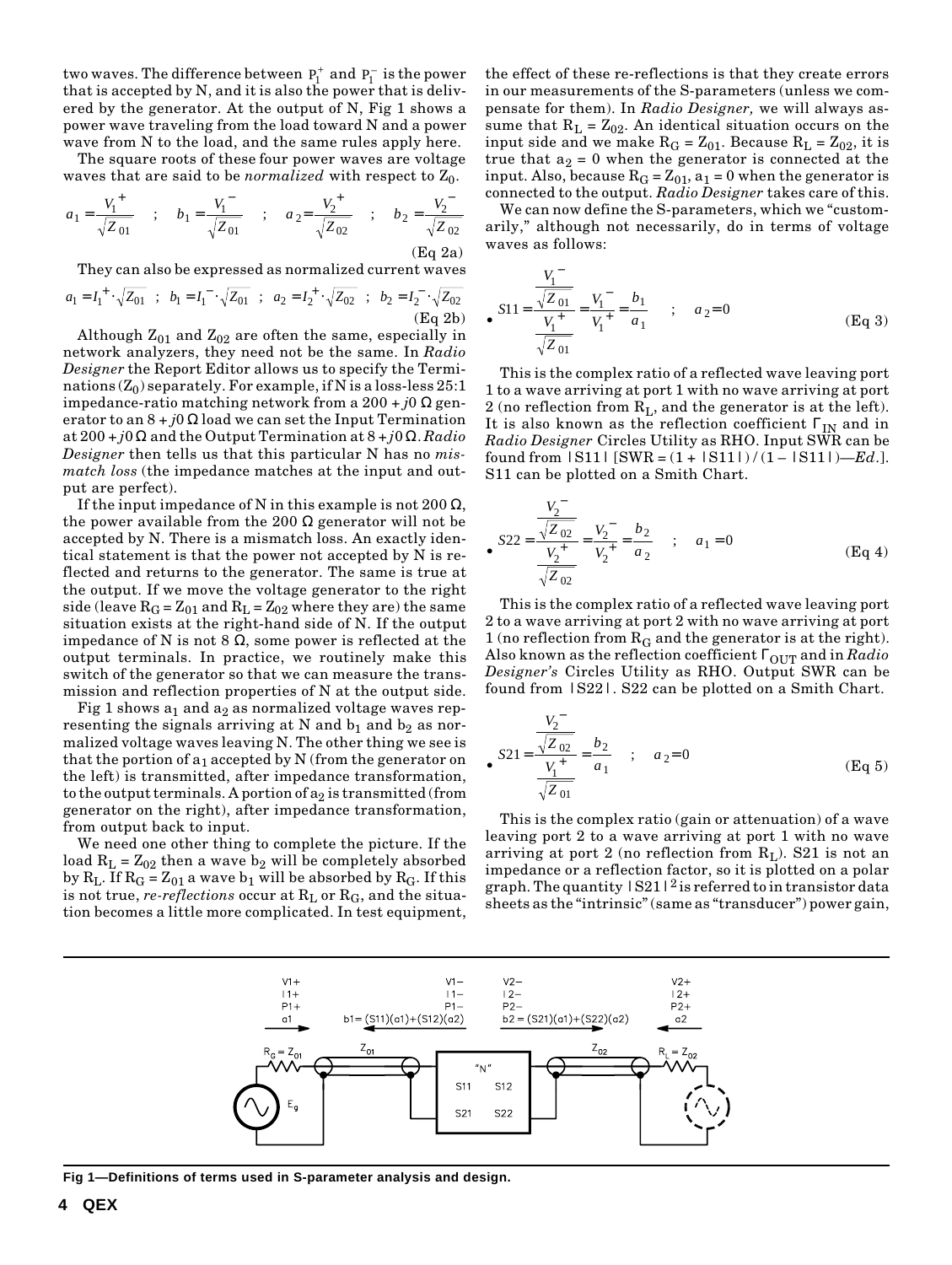two waves. The difference between $P_1^+$ and $P_1^-$ is the power that is accepted by N, and it is also the power that is delivered by the generator. At the output of N, Fig 1 shows a power wave traveling from the load toward N and a power wave from N to the load, and the same rules apply here.

The square roots of these four power waves are voltage waves that are said to be *normalized* with respect to $Z_0$.

$$a_1 = \frac{V_1^+}{\sqrt{Z_{01}}} \quad ; \quad b_1 = \frac{V_1^-}{\sqrt{Z_{01}}} \quad ; \quad a_2 = \frac{V_2^+}{\sqrt{Z_{02}}} \quad ; \quad b_2 = \frac{V_2^-}{\sqrt{Z_{02}}} \qquad \text{(Eq 2a)}$$

They can also be expressed as normalized current waves

$$a_1 = I_1^+ \cdot \sqrt{Z_{01}} \quad ; \quad b_1 = I_1^- \cdot \sqrt{Z_{01}} \quad ; \quad a_2 = I_2^+ \cdot \sqrt{Z_{02}} \quad ; \quad b_2 = I_2^- \cdot \sqrt{Z_{02}} \qquad \text{(Eq 2b)}$$

Although $Z_{01}$ and $Z_{02}$ are often the same, especially in network analyzers, they need not be the same. In *Radio Designer* the Report Editor allows us to specify the Terminations ($Z_0$) separately. For example, if N is a loss-less 25:1 impedance-ratio matching network from a 200 + *j*0 Ω generator to an 8 + *j*0 Ω load we can set the Input Termination at 200 + *j*0 Ω and the Output Termination at 8 + *j*0 Ω. *Radio Designer* then tells us that this particular N has no *mismatch loss* (the impedance matches at the input and output are perfect).

If the input impedance of N in this example is not 200 Ω, the power available from the 200 Ω generator will not be accepted by N. There is a mismatch loss. An exactly identical statement is that the power not accepted by N is reflected and returns to the generator. The same is true at the output. If we move the voltage generator to the right side (leave $R_G = Z_{01}$ and $R_L = Z_{02}$ where they are) the same situation exists at the right-hand side of N. If the output impedance of N is not 8 Ω, some power is reflected at the output terminals. In practice, we routinely make this switch of the generator so that we can measure the transmission and reflection properties of N at the output side.

Fig 1 shows $a_1$ and $a_2$ as normalized voltage waves representing the signals arriving at N and $b_1$ and $b_2$ as normalized voltage waves leaving N. The other thing we see is that the portion of $a_1$ accepted by N (from the generator on the left) is transmitted, after impedance transformation, to the output terminals. A portion of $a_2$ is transmitted (from generator on the right), after impedance transformation, from output back to input.

We need one other thing to complete the picture. If the load $R_L = Z_{02}$ then a wave $b_2$ will be completely absorbed by $R_L$. If $R_G = Z_{01}$ a wave $b_1$ will be absorbed by $R_G$. If this is not true, *re-reflections* occur at $R_L$ or $R_G$, and the situation becomes a little more complicated. In test equipment, the effect of these re-reflections is that they create errors in our measurements of the S-parameters (unless we compensate for them). In *Radio Designer,* we will always assume that $R_L = Z_{02}$. An identical situation occurs on the input side and we make $R_G = Z_{01}$. Because $R_L = Z_{02}$, it is true that $a_2 = 0$ when the generator is connected at the input. Also, because $R_G = Z_{01}$, $a_1 = 0$ when the generator is connected to the output. *Radio Designer* takes care of this.

We can now define the S-parameters, which we "customarily," although not necessarily, do in terms of voltage waves as follows:

$$S11 = \frac{\dfrac{V_1^-}{\sqrt{Z_{01}}}}{\dfrac{V_1^+}{\sqrt{Z_{01}}}} = \frac{V_1^-}{V_1^+} = \frac{b_1}{a_1} \quad ; \quad a_2 = 0 \qquad \text{(Eq 3)}$$

This is the complex ratio of a reflected wave leaving port 1 to a wave arriving at port 1 with no wave arriving at port 2 (no reflection from $R_L$, and the generator is at the left). It is also known as the reflection coefficient $\Gamma_{IN}$ and in *Radio Designer* Circles Utility as RHO. Input SWR can be found from |S11| [SWR = (1 + |S11|) / (1 – |S11|)—*Ed*.]. S11 can be plotted on a Smith Chart.

$$S22 = \frac{\dfrac{V_2^-}{\sqrt{Z_{02}}}}{\dfrac{V_2^+}{\sqrt{Z_{02}}}} = \frac{V_2^-}{V_2^+} = \frac{b_2}{a_2} \quad ; \quad a_1 = 0 \qquad \text{(Eq 4)}$$

This is the complex ratio of a reflected wave leaving port 2 to a wave arriving at port 2 with no wave arriving at port 1 (no reflection from $R_G$ and the generator is at the right). Also known as the reflection coefficient $\Gamma_{OUT}$ and in *Radio Designer's* Circles Utility as RHO. Output SWR can be found from |S22|. S22 can be plotted on a Smith Chart.

$$S21 = \frac{\dfrac{V_2^-}{\sqrt{Z_{02}}}}{\dfrac{V_1^+}{\sqrt{Z_{01}}}} = \frac{b_2}{a_1} \quad ; \quad a_2 = 0 \qquad \text{(Eq 5)}$$

This is the complex ratio (gain or attenuation) of a wave leaving port 2 to a wave arriving at port 1 with no wave arriving at port 2 (no reflection from $R_L$). S21 is not an impedance or a reflection factor, so it is plotted on a polar graph. The quantity $|S21|^2$ is referred to in transistor data sheets as the "intrinsic" (same as "transducer") power gain,

Fig 1—Definitions of terms used in S-parameter analysis and design.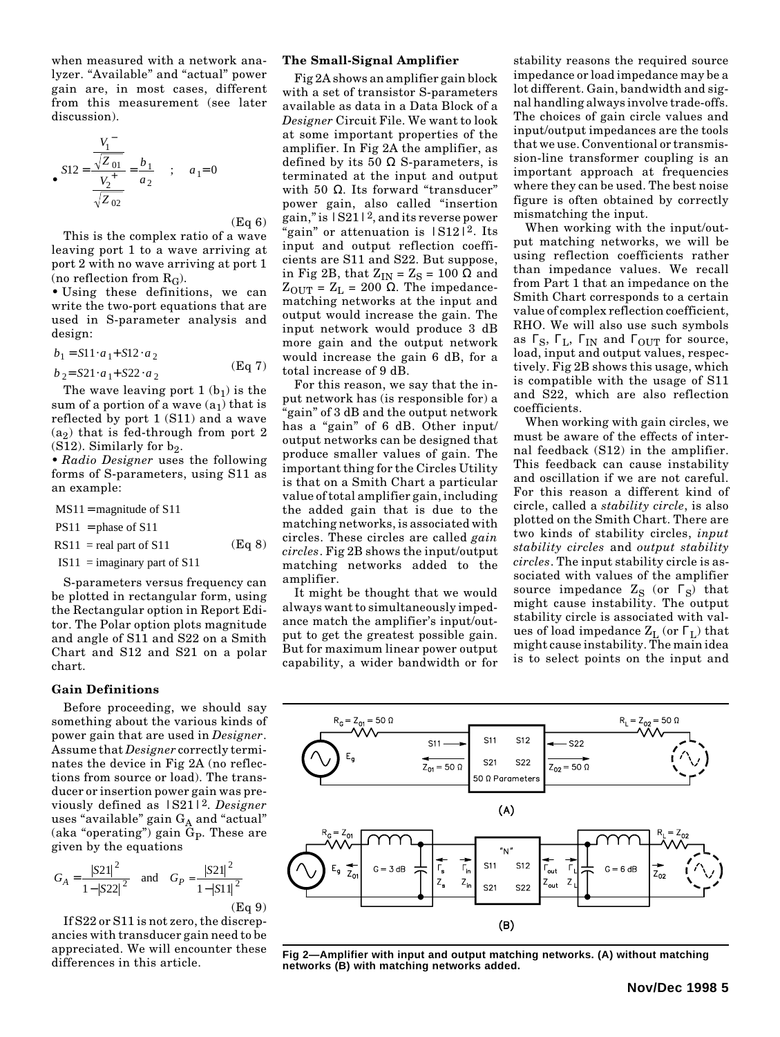when measured with a network analyzer. "Available" and "actual" power gain are, in most cases, different from this measurement (see later discussion).

$$\bullet \quad S12 = \frac{\dfrac{V_1^-}{\sqrt{Z_{01}}}}{\dfrac{V_2^+}{\sqrt{Z_{02}}}} = \frac{b_1}{a_2} \quad ; \quad a_1 = 0 \qquad \text{(Eq 6)}$$

This is the complex ratio of a wave leaving port 1 to a wave arriving at port 2 with no wave arriving at port 1 (no reflection from $R_G$).

• Using these definitions, we can write the two-port equations that are used in S-parameter analysis and design:

$$b_1 = S11 \cdot a_1 + S12 \cdot a_2$$
$$b_2 = S21 \cdot a_1 + S22 \cdot a_2 \qquad \text{(Eq 7)}$$

The wave leaving port 1 ($b_1$) is the sum of a portion of a wave ($a_1$) that is reflected by port 1 (S11) and a wave ($a_2$) that is fed-through from port 2 (S12). Similarly for $b_2$.

• *Radio Designer* uses the following forms of S-parameters, using S11 as an example:

MS11 = magnitude of S11
PS11 = phase of S11
RS11 = real part of S11 (Eq 8)
IS11 = imaginary part of S11

S-parameters versus frequency can be plotted in rectangular form, using the Rectangular option in Report Editor. The Polar option plots magnitude and angle of S11 and S22 on a Smith Chart and S12 and S21 on a polar chart.

### Gain Definitions

Before proceeding, we should say something about the various kinds of power gain that are used in *Designer*. Assume that *Designer* correctly terminates the device in Fig 2A (no reflections from source or load). The transducer or insertion power gain was previously defined as $|S21|^2$. *Designer* uses "available" gain $G_A$ and "actual" (aka "operating") gain $G_P$. These are given by the equations

$$G_A = \frac{|S21|^2}{1 - |S22|^2} \quad \text{and} \quad G_P = \frac{|S21|^2}{1 - |S11|^2} \qquad \text{(Eq 9)}$$

If S22 or S11 is not zero, the discrepancies with transducer gain need to be appreciated. We will encounter these differences in this article.

### The Small-Signal Amplifier

Fig 2A shows an amplifier gain block with a set of transistor S-parameters available as data in a Data Block of a *Designer* Circuit File. We want to look at some important properties of the amplifier. In Fig 2A the amplifier, as defined by its 50 Ω S-parameters, is terminated at the input and output with 50 Ω. Its forward "transducer" power gain, also called "insertion gain," is $|S21|^2$, and its reverse power "gain" or attenuation is $|S12|^2$. Its input and output reflection coefficients are S11 and S22. But suppose, in Fig 2B, that $Z_{IN} = Z_S = 100$ Ω and $Z_{OUT} = Z_L = 200$ Ω. The impedance-matching networks at the input and output would increase the gain. The input network would produce 3 dB more gain and the output network would increase the gain 6 dB, for a total increase of 9 dB.

For this reason, we say that the input network has (is responsible for) a "gain" of 3 dB and the output network has a "gain" of 6 dB. Other input/output networks can be designed that produce smaller values of gain. The important thing for the Circles Utility is that on a Smith Chart a particular value of total amplifier gain, including the added gain that is due to the matching networks, is associated with circles. These circles are called *gain circles*. Fig 2B shows the input/output matching networks added to the amplifier.

It might be thought that we would always want to simultaneously impedance match the amplifier's input/output to get the greatest possible gain. But for maximum linear power output capability, a wider bandwidth or for stability reasons the required source impedance or load impedance may be a lot different. Gain, bandwidth and signal handling always involve trade-offs. The choices of gain circle values and input/output impedances are the tools that we use. Conventional or transmission-line transformer coupling is an important approach at frequencies where they can be used. The best noise figure is often obtained by correctly mismatching the input.

When working with the input/output matching networks, we will be using reflection coefficients rather than impedance values. We recall from Part 1 that an impedance on the Smith Chart corresponds to a certain value of complex reflection coefficient, RHO. We will also use such symbols as $\Gamma_S$, $\Gamma_L$, $\Gamma_{IN}$ and $\Gamma_{OUT}$ for source, load, input and output values, respectively. Fig 2B shows this usage, which is compatible with the usage of S11 and S22, which are also reflection coefficients.

When working with gain circles, we must be aware of the effects of internal feedback (S12) in the amplifier. This feedback can cause instability and oscillation if we are not careful. For this reason a different kind of circle, called a *stability circle*, is also plotted on the Smith Chart. There are two kinds of stability circles, *input stability circles* and *output stability circles*. The input stability circle is associated with values of the amplifier source impedance $Z_S$ (or $\Gamma_S$) that might cause instability. The output stability circle is associated with values of load impedance $Z_L$ (or $\Gamma_L$) that might cause instability. The main idea is to select points on the input and

Fig 2—Amplifier with input and output matching networks. (A) without matching networks (B) with matching networks added.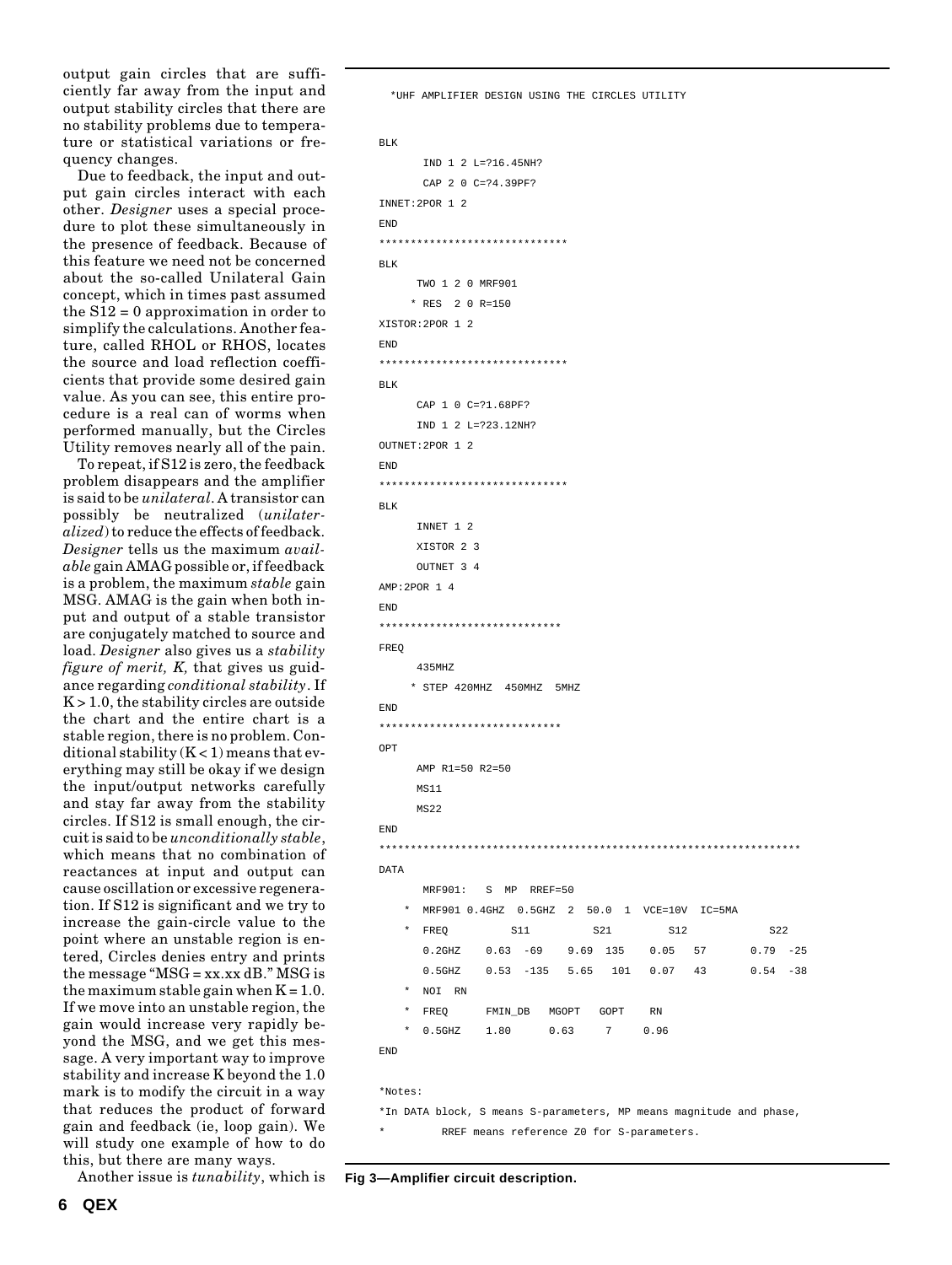output gain circles that are sufficiently far away from the input and output stability circles that there are no stability problems due to temperature or statistical variations or frequency changes.

Due to feedback, the input and output gain circles interact with each other. *Designer* uses a special procedure to plot these simultaneously in the presence of feedback. Because of this feature we need not be concerned about the so-called Unilateral Gain concept, which in times past assumed the S12 = 0 approximation in order to simplify the calculations. Another feature, called RHOL or RHOS, locates the source and load reflection coefficients that provide some desired gain value. As you can see, this entire procedure is a real can of worms when performed manually, but the Circles Utility removes nearly all of the pain.

To repeat, if S12 is zero, the feedback problem disappears and the amplifier is said to be *unilateral*. A transistor can possibly be neutralized (*unilateralized*) to reduce the effects of feedback. *Designer* tells us the maximum *available* gain AMAG possible or, if feedback is a problem, the maximum *stable* gain MSG. AMAG is the gain when both input and output of a stable transistor are conjugately matched to source and load. *Designer* also gives us a *stability figure of merit, K,* that gives us guidance regarding *conditional stability*. If K > 1.0, the stability circles are outside the chart and the entire chart is a stable region, there is no problem. Conditional stability (K < 1) means that everything may still be okay if we design the input/output networks carefully and stay far away from the stability circles. If S12 is small enough, the circuit is said to be *unconditionally stable*, which means that no combination of reactances at input and output can cause oscillation or excessive regeneration. If S12 is significant and we try to increase the gain-circle value to the point where an unstable region is entered, Circles denies entry and prints the message "MSG = xx.xx dB." MSG is the maximum stable gain when K = 1.0. If we move into an unstable region, the gain would increase very rapidly beyond the MSG, and we get this message. A very important way to improve stability and increase K beyond the 1.0 mark is to modify the circuit in a way that reduces the product of forward gain and feedback (ie, loop gain). We will study one example of how to do this, but there are many ways.

Another issue is *tunability*, which is

```
 *UHF AMPLIFIER DESIGN USING THE CIRCLES UTILITY


BLK
      IND 1 2 L=?16.45NH?
      CAP 2 0 C=?4.39PF?
INNET:2POR 1 2
END
*****************************
BLK
     TWO 1 2 0 MRF901
    * RES  2 0 R=150
XISTOR:2POR 1 2
END
*****************************
BLK
     CAP 1 0 C=?1.68PF?
     IND 1 2 L=?23.12NH?
OUTNET:2POR 1 2
END
*****************************
BLK
     INNET 1 2
     XISTOR 2 3
     OUTNET 3 4
AMP:2POR 1 4
END
****************************
FREQ
     435MHZ
    * STEP 420MHZ  450MHZ  5MHZ
END
****************************
OPT
     AMP R1=50 R2=50
     MS11
     MS22
END
*******************************************************************
DATA
      MRF901:   S  MP  RREF=50
   *  MRF901 0.4GHZ  0.5GHZ  2  50.0  1  VCE=10V  IC=5MA
   *  FREQ          S11          S21         S12             S22
      0.2GHZ    0.63  -69    9.69  135    0.05   57       0.79  -25
      0.5GHZ    0.53  -135   5.65   101   0.07   43       0.54  -38
   *  NOI  RN
   *  FREQ      FMIN_DB   MGOPT   GOPT    RN
   *  0.5GHZ    1.80      0.63     7     0.96
END


*Notes:
*In DATA block, S means S-parameters, MP means magnitude and phase,
*         RREF means reference Z0 for S-parameters.
```

**Fig 3—Amplifier circuit description.**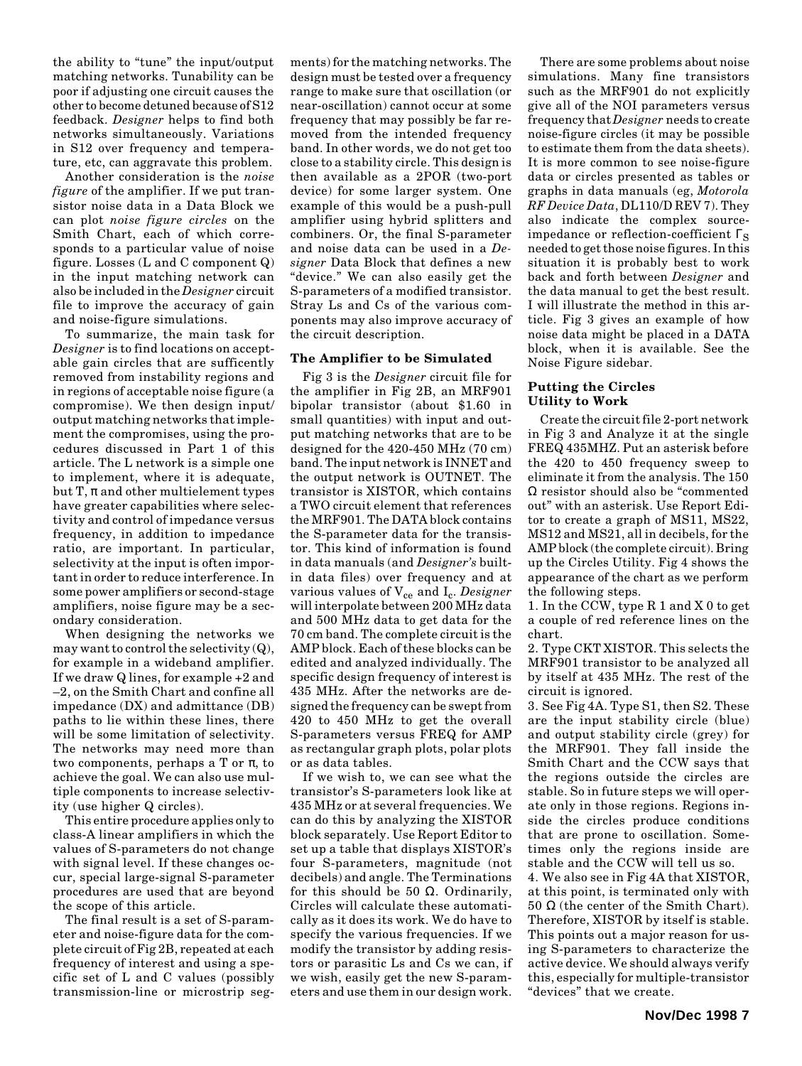the ability to "tune" the input/output matching networks. Tunability can be poor if adjusting one circuit causes the other to become detuned because of S12 feedback. *Designer* helps to find both networks simultaneously. Variations in S12 over frequency and temperature, etc, can aggravate this problem.

Another consideration is the *noise figure* of the amplifier. If we put transistor noise data in a Data Block we can plot *noise figure circles* on the Smith Chart, each of which corresponds to a particular value of noise figure. Losses (L and C component Q) in the input matching network can also be included in the *Designer* circuit file to improve the accuracy of gain and noise-figure simulations.

To summarize, the main task for *Designer* is to find locations on acceptable gain circles that are sufficently removed from instability regions and in regions of acceptable noise figure (a compromise). We then design input/output matching networks that implement the compromises, using the procedures discussed in Part 1 of this article. The L network is a simple one to implement, where it is adequate, but T, π and other multielement types have greater capabilities where selectivity and control of impedance versus frequency, in addition to impedance ratio, are important. In particular, selectivity at the input is often important in order to reduce interference. In some power amplifiers or second-stage amplifiers, noise figure may be a secondary consideration.

When designing the networks we may want to control the selectivity (Q), for example in a wideband amplifier. If we draw Q lines, for example +2 and –2, on the Smith Chart and confine all impedance (DX) and admittance (DB) paths to lie within these lines, there will be some limitation of selectivity. The networks may need more than two components, perhaps a T or π, to achieve the goal. We can also use multiple components to increase selectivity (use higher Q circles).

This entire procedure applies only to class-A linear amplifiers in which the values of S-parameters do not change with signal level. If these changes occur, special large-signal S-parameter procedures are used that are beyond the scope of this article.

The final result is a set of S-parameter and noise-figure data for the complete circuit of Fig 2B, repeated at each frequency of interest and using a specific set of L and C values (possibly transmission-line or microstrip segments) for the matching networks. The design must be tested over a frequency range to make sure that oscillation (or near-oscillation) cannot occur at some frequency that may possibly be far removed from the intended frequency band. In other words, we do not get too close to a stability circle. This design is then available as a 2POR (two-port device) for some larger system. One example of this would be a push-pull amplifier using hybrid splitters and combiners. Or, the final S-parameter and noise data can be used in a *Designer* Data Block that defines a new "device." We can also easily get the S-parameters of a modified transistor. Stray Ls and Cs of the various components may also improve accuracy of the circuit description.

### The Amplifier to be Simulated

Fig 3 is the *Designer* circuit file for the amplifier in Fig 2B, an MRF901 bipolar transistor (about $1.60 in small quantities) with input and output matching networks that are to be designed for the 420-450 MHz (70 cm) band. The input network is INNET and the output network is OUTNET. The transistor is XISTOR, which contains a TWO circuit element that references the MRF901. The DATA block contains the S-parameter data for the transistor. This kind of information is found in data manuals (and *Designer's* built-in data files) over frequency and at various values of $V_{ce}$ and $I_c$. *Designer* will interpolate between 200 MHz data and 500 MHz data to get data for the 70 cm band. The complete circuit is the AMP block. Each of these blocks can be edited and analyzed individually. The specific design frequency of interest is 435 MHz. After the networks are designed the frequency can be swept from 420 to 450 MHz to get the overall S-parameters versus FREQ for AMP as rectangular graph plots, polar plots or as data tables.

If we wish to, we can see what the transistor's S-parameters look like at 435 MHz or at several frequencies. We can do this by analyzing the XISTOR block separately. Use Report Editor to set up a table that displays XISTOR's four S-parameters, magnitude (not decibels) and angle. The Terminations for this should be 50 Ω. Ordinarily, Circles will calculate these automatically as it does its work. We do have to specify the various frequencies. If we modify the transistor by adding resistors or parasitic Ls and Cs we can, if we wish, easily get the new S-parameters and use them in our design work.

There are some problems about noise simulations. Many fine transistors such as the MRF901 do not explicitly give all of the NOI parameters versus frequency that *Designer* needs to create noise-figure circles (it may be possible to estimate them from the data sheets). It is more common to see noise-figure data or circles presented as tables or graphs in data manuals (eg, *Motorola RF Device Data*, DL110/D REV 7). They also indicate the complex source-impedance or reflection-coefficient $\Gamma_S$ needed to get those noise figures. In this situation it is probably best to work back and forth between *Designer* and the data manual to get the best result. I will illustrate the method in this article. Fig 3 gives an example of how noise data might be placed in a DATA block, when it is available. See the Noise Figure sidebar.

### Putting the Circles Utility to Work

Create the circuit file 2-port network in Fig 3 and Analyze it at the single FREQ 435MHZ. Put an asterisk before the 420 to 450 frequency sweep to eliminate it from the analysis. The 150 Ω resistor should also be "commented out" with an asterisk. Use Report Editor to create a graph of MS11, MS22, MS12 and MS21, all in decibels, for the AMP block (the complete circuit). Bring up the Circles Utility. Fig 4 shows the appearance of the chart as we perform the following steps.

1. In the CCW, type R 1 and X 0 to get a couple of red reference lines on the chart.
2. Type CKT XISTOR. This selects the MRF901 transistor to be analyzed all by itself at 435 MHz. The rest of the circuit is ignored.
3. See Fig 4A. Type S1, then S2. These are the input stability circle (blue) and output stability circle (grey) for the MRF901. They fall inside the Smith Chart and the CCW says that the regions outside the circles are stable. So in future steps we will operate only in those regions. Regions inside the circles produce conditions that are prone to oscillation. Sometimes only the regions inside are stable and the CCW will tell us so.
4. We also see in Fig 4A that XISTOR, at this point, is terminated only with 50 Ω (the center of the Smith Chart). Therefore, XISTOR by itself is stable. This points out a major reason for using S-parameters to characterize the active device. We should always verify this, especially for multiple-transistor "devices" that we create.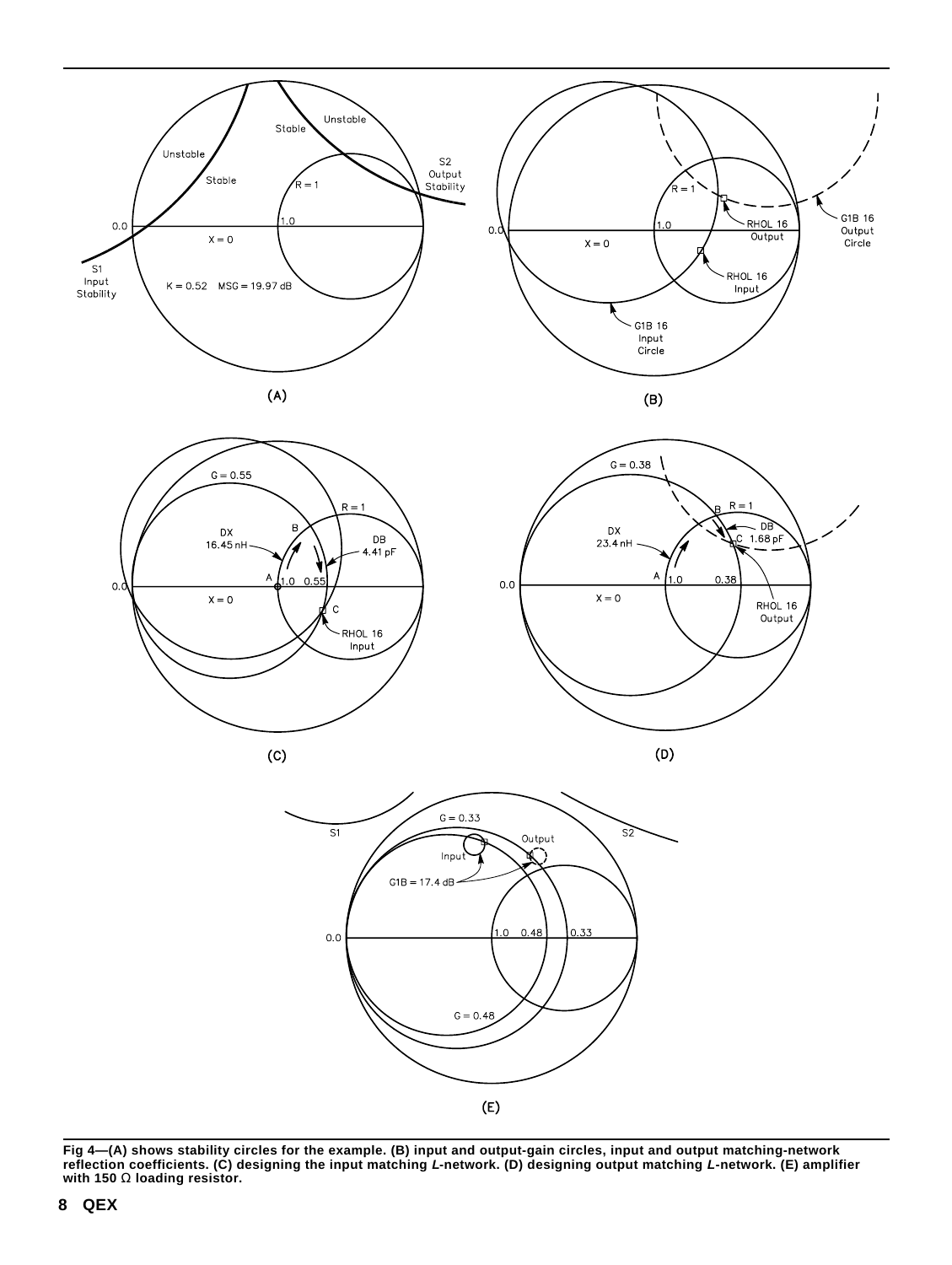Fig 4—(A) shows stability circles for the example. (B) input and output-gain circles, input and output matching-network reflection coefficients. (C) designing the input matching *L*-network. (D) designing output matching *L*-network. (E) amplifier with 150 Ω loading resistor.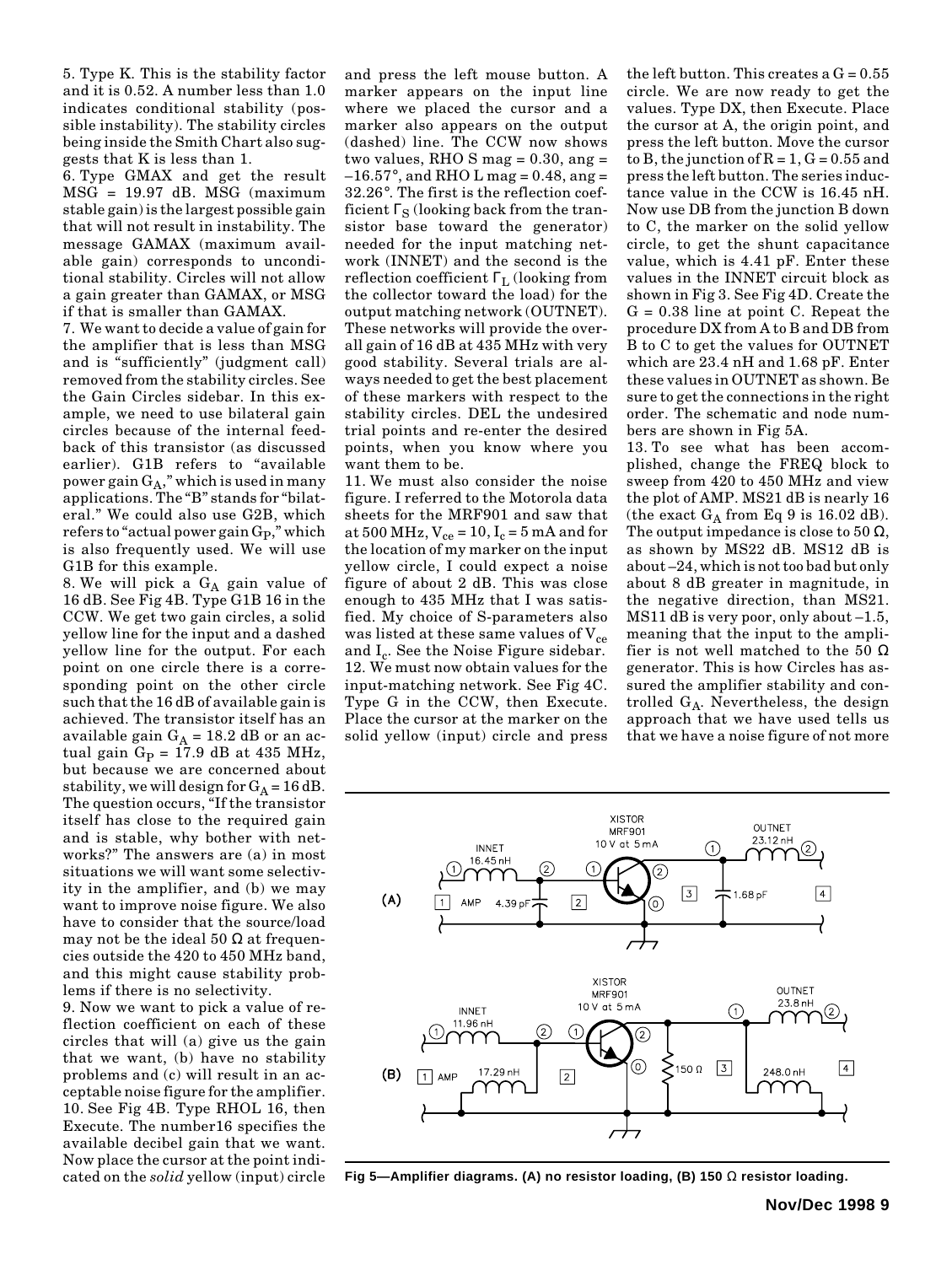5. Type K. This is the stability factor and it is 0.52. A number less than 1.0 indicates conditional stability (possible instability). The stability circles being inside the Smith Chart also suggests that K is less than 1.

6. Type GMAX and get the result MSG = 19.97 dB. MSG (maximum stable gain) is the largest possible gain that will not result in instability. The message GAMAX (maximum available gain) corresponds to unconditional stability. Circles will not allow a gain greater than GAMAX, or MSG if that is smaller than GAMAX.

7. We want to decide a value of gain for the amplifier that is less than MSG and is "sufficiently" (judgment call) removed from the stability circles. See the Gain Circles sidebar. In this example, we need to use bilateral gain circles because of the internal feedback of this transistor (as discussed earlier). G1B refers to "available power gain $G_A$," which is used in many applications. The "B" stands for "bilateral." We could also use G2B, which refers to "actual power gain $G_P$," which is also frequently used. We will use G1B for this example.

8. We will pick a $G_A$ gain value of 16 dB. See Fig 4B. Type G1B 16 in the CCW. We get two gain circles, a solid yellow line for the input and a dashed yellow line for the output. For each point on one circle there is a corresponding point on the other circle such that the 16 dB of available gain is achieved. The transistor itself has an available gain $G_A$ = 18.2 dB or an actual gain $G_P$ = 17.9 dB at 435 MHz, but because we are concerned about stability, we will design for $G_A$ = 16 dB. The question occurs, "If the transistor itself has close to the required gain and is stable, why bother with networks?" The answers are (a) in most situations we will want some selectivity in the amplifier, and (b) we may want to improve noise figure. We also have to consider that the source/load may not be the ideal 50 Ω at frequencies outside the 420 to 450 MHz band, and this might cause stability problems if there is no selectivity.

9. Now we want to pick a value of reflection coefficient on each of these circles that will (a) give us the gain that we want, (b) have no stability problems and (c) will result in an acceptable noise figure for the amplifier.

10. See Fig 4B. Type RHOL 16, then Execute. The number16 specifies the available decibel gain that we want. Now place the cursor at the point indicated on the *solid* yellow (input) circle and press the left mouse button. A marker appears on the input line where we placed the cursor and a marker also appears on the output (dashed) line. The CCW now shows two values, RHO S mag = 0.30, ang = –16.57°, and RHO L mag = 0.48, ang = 32.26°. The first is the reflection coefficient $\Gamma_S$ (looking back from the transistor base toward the generator) needed for the input matching network (INNET) and the second is the reflection coefficient $\Gamma_L$ (looking from the collector toward the load) for the output matching network (OUTNET). These networks will provide the overall gain of 16 dB at 435 MHz with very good stability. Several trials are always needed to get the best placement of these markers with respect to the stability circles. DEL the undesired trial points and re-enter the desired points, when you know where you want them to be.

11. We must also consider the noise figure. I referred to the Motorola data sheets for the MRF901 and saw that at 500 MHz, $V_{ce}$ = 10, $I_c$ = 5 mA and for the location of my marker on the input yellow circle, I could expect a noise figure of about 2 dB. This was close enough to 435 MHz that I was satisfied. My choice of S-parameters also was listed at these same values of $V_{ce}$ and $I_c$. See the Noise Figure sidebar.

12. We must now obtain values for the input-matching network. See Fig 4C. Type G in the CCW, then Execute. Place the cursor at the marker on the solid yellow (input) circle and press the left button. This creates a G = 0.55 circle. We are now ready to get the values. Type DX, then Execute. Place the cursor at A, the origin point, and press the left button. Move the cursor to B, the junction of R = 1, G = 0.55 and press the left button. The series inductance value in the CCW is 16.45 nH. Now use DB from the junction B down to C, the marker on the solid yellow circle, to get the shunt capacitance value, which is 4.41 pF. Enter these values in the INNET circuit block as shown in Fig 3. See Fig 4D. Create the G = 0.38 line at point C. Repeat the procedure DX from A to B and DB from B to C to get the values for OUTNET which are 23.4 nH and 1.68 pF. Enter these values in OUTNET as shown. Be sure to get the connections in the right order. The schematic and node numbers are shown in Fig 5A.

13. To see what has been accomplished, change the FREQ block to sweep from 420 to 450 MHz and view the plot of AMP. MS21 dB is nearly 16 (the exact $G_A$ from Eq 9 is 16.02 dB). The output impedance is close to 50 Ω, as shown by MS22 dB. MS12 dB is about –24, which is not too bad but only about 8 dB greater in magnitude, in the negative direction, than MS21. MS11 dB is very poor, only about –1.5, meaning that the input to the amplifier is not well matched to the 50 Ω generator. This is how Circles has assured the amplifier stability and controlled $G_A$. Nevertheless, the design approach that we have used tells us that we have a noise figure of not more

**Fig 5—Amplifier diagrams. (A) no resistor loading, (B) 150 Ω resistor loading.**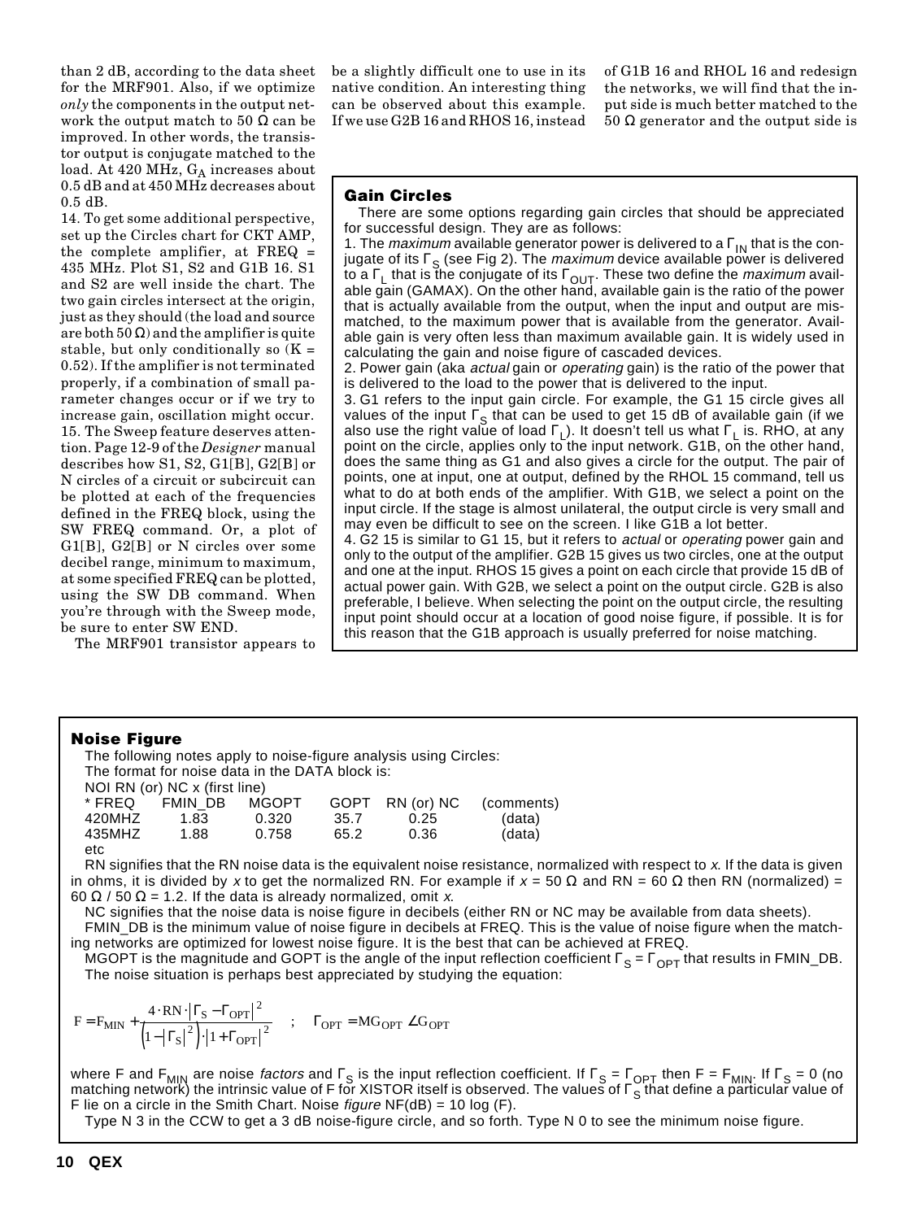than 2 dB, according to the data sheet for the MRF901. Also, if we optimize *only* the components in the output network the output match to 50 Ω can be improved. In other words, the transistor output is conjugate matched to the load. At 420 MHz, $G_A$ increases about 0.5 dB and at 450 MHz decreases about 0.5 dB.

14. To get some additional perspective, set up the Circles chart for CKT AMP, the complete amplifier, at FREQ = 435 MHz. Plot S1, S2 and G1B 16. S1 and S2 are well inside the chart. The two gain circles intersect at the origin, just as they should (the load and source are both 50 Ω) and the amplifier is quite stable, but only conditionally so (K = 0.52). If the amplifier is not terminated properly, if a combination of small parameter changes occur or if we try to increase gain, oscillation might occur.

15. The Sweep feature deserves attention. Page 12-9 of the *Designer* manual describes how S1, S2, G1[B], G2[B] or N circles of a circuit or subcircuit can be plotted at each of the frequencies defined in the FREQ block, using the SW FREQ command. Or, a plot of G1[B], G2[B] or N circles over some decibel range, minimum to maximum, at some specified FREQ can be plotted, using the SW DB command. When you're through with the Sweep mode, be sure to enter SW END.

The MRF901 transistor appears to be a slightly difficult one to use in its native condition. An interesting thing can be observed about this example. If we use G2B 16 and RHOS 16, instead of G1B 16 and RHOL 16 and redesign the networks, we will find that the input side is much better matched to the 50 Ω generator and the output side is

## Gain Circles

There are some options regarding gain circles that should be appreciated for successful design. They are as follows:

1. The *maximum* available generator power is delivered to a $\Gamma_{IN}$ that is the conjugate of its $\Gamma_S$ (see Fig 2). The *maximum* device available power is delivered to a $\Gamma_L$ that is the conjugate of its $\Gamma_{OUT}$. These two define the *maximum* available gain (GAMAX). On the other hand, available gain is the ratio of the power that is actually available from the output, when the input and output are mismatched, to the maximum power that is available from the generator. Available gain is very often less than maximum available gain. It is widely used in calculating the gain and noise figure of cascaded devices.
2. Power gain (aka *actual* gain or *operating* gain) is the ratio of the power that is delivered to the load to the power that is delivered to the input.
3. G1 refers to the input gain circle. For example, the G1 15 circle gives all values of the input $\Gamma_S$ that can be used to get 15 dB of available gain (if we also use the right value of load $\Gamma_L$). It doesn't tell us what $\Gamma_L$ is. RHO, at any point on the circle, applies only to the input network. G1B, on the other hand, does the same thing as G1 and also gives a circle for the output. The pair of points, one at input, one at output, defined by the RHOL 15 command, tell us what to do at both ends of the amplifier. With G1B, we select a point on the input circle. If the stage is almost unilateral, the output circle is very small and may even be difficult to see on the screen. I like G1B a lot better.
4. G2 15 is similar to G1 15, but it refers to *actual* or *operating* power gain and only to the output of the amplifier. G2B 15 gives us two circles, one at the output and one at the input. RHOS 15 gives a point on each circle that provide 15 dB of actual power gain. With G2B, we select a point on the output circle. G2B is also preferable, I believe. When selecting the point on the output circle, the resulting input point should occur at a location of good noise figure, if possible. It is for this reason that the G1B approach is usually preferred for noise matching.

## Noise Figure

The following notes apply to noise-figure analysis using Circles:

The format for noise data in the DATA block is:

```
NOI RN (or) NC x (first line)
* FREQ    FMIN_DB   MGOPT    GOPT   RN (or) NC   (comments)
420MHZ     1.83     0.320    35.7     0.25        (data)
435MHZ     1.88     0.758    65.2     0.36        (data)
etc
```

RN signifies that the RN noise data is the equivalent noise resistance, normalized with respect to *x*. If the data is given in ohms, it is divided by *x* to get the normalized RN. For example if *x* = 50 Ω and RN = 60 Ω then RN (normalized) = 60 Ω / 50 Ω = 1.2. If the data is already normalized, omit *x*.

NC signifies that the noise data is noise figure in decibels (either RN or NC may be available from data sheets).

FMIN_DB is the minimum value of noise figure in decibels at FREQ. This is the value of noise figure when the matching networks are optimized for lowest noise figure. It is the best that can be achieved at FREQ.

MGOPT is the magnitude and GOPT is the angle of the input reflection coefficient $\Gamma_S = \Gamma_{OPT}$ that results in FMIN_DB. The noise situation is perhaps best appreciated by studying the equation:

$$F = F_{MIN} + \frac{4 \cdot RN \cdot \left|\Gamma_S - \Gamma_{OPT}\right|^2}{\left(1 - \left|\Gamma_S\right|^2\right) \cdot \left|1 + \Gamma_{OPT}\right|^2} \quad ; \quad \Gamma_{OPT} = MG_{OPT} \angle G_{OPT}$$

where F and $F_{MIN}$ are noise *factors* and $\Gamma_S$ is the input reflection coefficient. If $\Gamma_S = \Gamma_{OPT}$ then $F = F_{MIN}$. If $\Gamma_S = 0$ (no matching network) the intrinsic value of F for XISTOR itself is observed. The values of $\Gamma_S$ that define a particular value of F lie on a circle in the Smith Chart. Noise *figure* NF(dB) = 10 log (F).

Type N 3 in the CCW to get a 3 dB noise-figure circle, and so forth. Type N 0 to see the minimum noise figure.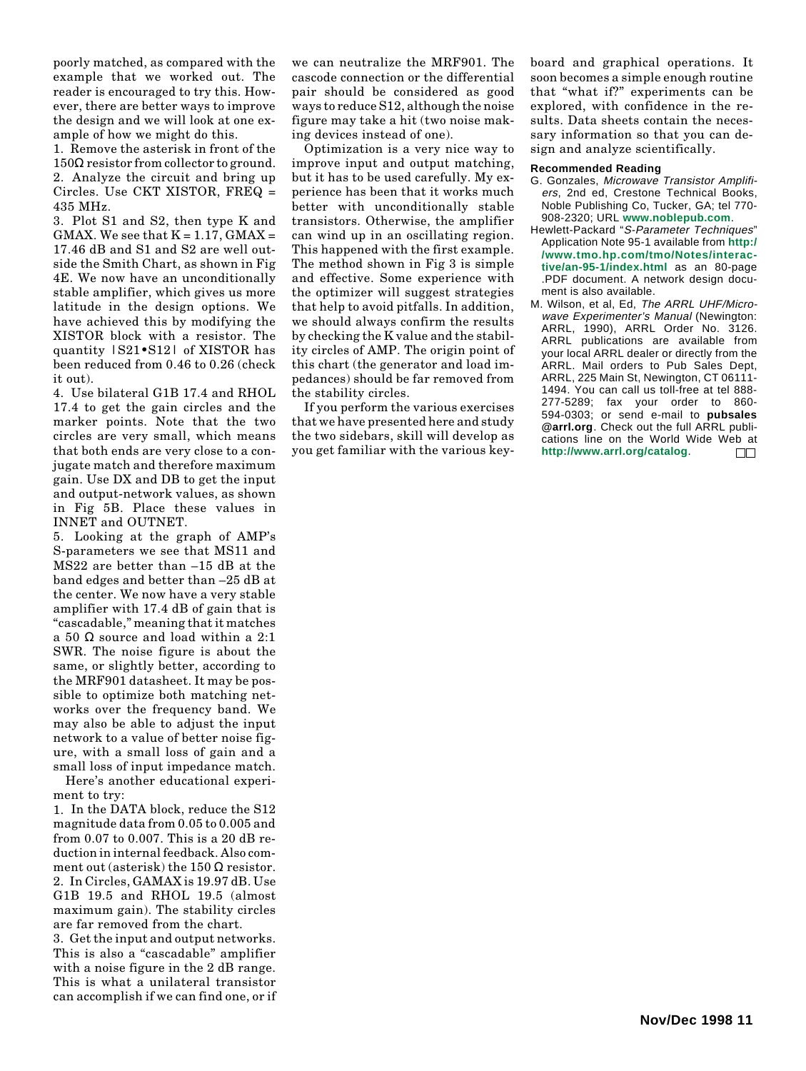poorly matched, as compared with the example that we worked out. The reader is encouraged to try this. However, there are better ways to improve the design and we will look at one example of how we might do this.

1. Remove the asterisk in front of the 150Ω resistor from collector to ground.
2. Analyze the circuit and bring up Circles. Use CKT XISTOR, FREQ = 435 MHz.
3. Plot S1 and S2, then type K and GMAX. We see that K = 1.17, GMAX = 17.46 dB and S1 and S2 are well outside the Smith Chart, as shown in Fig 4E. We now have an unconditionally stable amplifier, which gives us more latitude in the design options. We have achieved this by modifying the XISTOR block with a resistor. The quantity |S21•S12| of XISTOR has been reduced from 0.46 to 0.26 (check it out).
4. Use bilateral G1B 17.4 and RHOL 17.4 to get the gain circles and the marker points. Note that the two circles are very small, which means that both ends are very close to a conjugate match and therefore maximum gain. Use DX and DB to get the input and output-network values, as shown in Fig 5B. Place these values in INNET and OUTNET.
5. Looking at the graph of AMP's S-parameters we see that MS11 and MS22 are better than –15 dB at the band edges and better than –25 dB at the center. We now have a very stable amplifier with 17.4 dB of gain that is "cascadable," meaning that it matches a 50 Ω source and load within a 2:1 SWR. The noise figure is about the same, or slightly better, according to the MRF901 datasheet. It may be possible to optimize both matching networks over the frequency band. We may also be able to adjust the input network to a value of better noise figure, with a small loss of gain and a small loss of input impedance match.

Here's another educational experiment to try:

1. In the DATA block, reduce the S12 magnitude data from 0.05 to 0.005 and from 0.07 to 0.007. This is a 20 dB reduction in internal feedback. Also comment out (asterisk) the 150 Ω resistor.
2. In Circles, GAMAX is 19.97 dB. Use G1B 19.5 and RHOL 19.5 (almost maximum gain). The stability circles are far removed from the chart.
3. Get the input and output networks. This is also a "cascadable" amplifier with a noise figure in the 2 dB range. This is what a unilateral transistor can accomplish if we can find one, or if we can neutralize the MRF901. The cascode connection or the differential pair should be considered as good ways to reduce S12, although the noise figure may take a hit (two noise making devices instead of one).

Optimization is a very nice way to improve input and output matching, but it has to be used carefully. My experience has been that it works much better with unconditionally stable transistors. Otherwise, the amplifier can wind up in an oscillating region. This happened with the first example. The method shown in Fig 3 is simple and effective. Some experience with the optimizer will suggest strategies that help to avoid pitfalls. In addition, we should always confirm the results by checking the K value and the stability circles of AMP. The origin point of this chart (the generator and load impedances) should be far removed from the stability circles.

If you perform the various exercises that we have presented here and study the two sidebars, skill will develop as you get familiar with the various keyboard and graphical operations. It soon becomes a simple enough routine that "what if?" experiments can be explored, with confidence in the results. Data sheets contain the necessary information so that you can design and analyze scientifically.

**Recommended Reading**

G. Gonzales, *Microwave Transistor Amplifiers,* 2nd ed, Crestone Technical Books, Noble Publishing Co, Tucker, GA; tel 770-908-2320; URL **www.noblepub.com**.

Hewlett-Packard "*S-Parameter Techniques*" Application Note 95-1 available from **http://www.tmo.hp.com/tmo/Notes/interactive/an-95-1/index.html** as an 80-page .PDF document. A network design document is also available.

M. Wilson, et al, Ed, *The ARRL UHF/Microwave Experimenter's Manual* (Newington: ARRL, 1990), ARRL Order No. 3126. ARRL publications are available from your local ARRL dealer or directly from the ARRL. Mail orders to Pub Sales Dept, ARRL, 225 Main St, Newington, CT 06111-1494. You can call us toll-free at tel 888-277-5289; fax your order to 860-594-0303; or send e-mail to **pubsales@arrl.org**. Check out the full ARRL publications line on the World Wide Web at **http://www.arrl.org/catalog**.